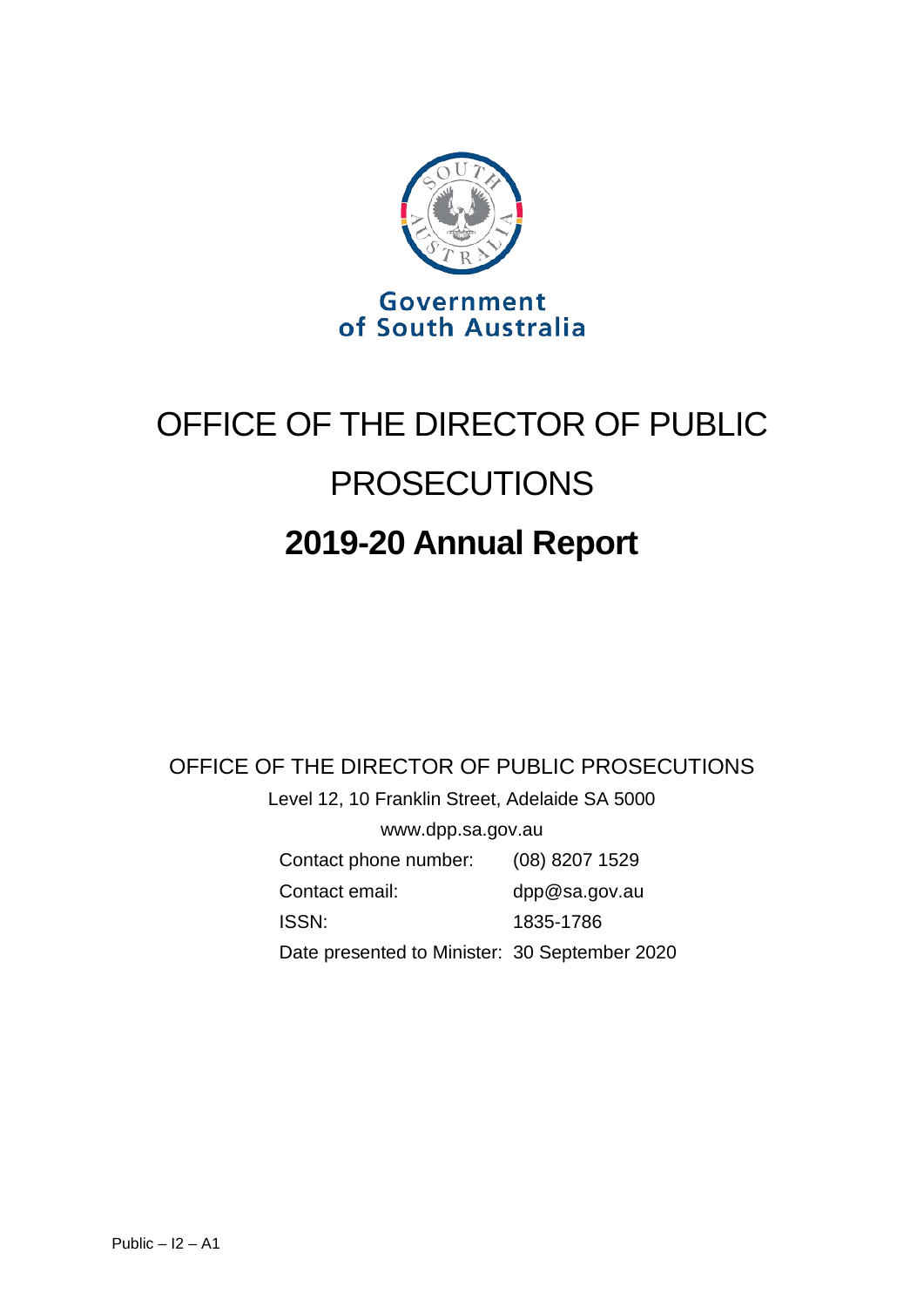Government of South Australia

# OFFICE OF THE DIRECTOR OF PUBLIC PROSECUTIONS

# 2019-20 Annual Report

OFFICE OF THE DIRECTOR OF PUBLIC PROSECUTIONS

Level 12, 10 Franklin Street, Adelaide SA 5000

www.dpp.sa.gov.au

| | |
|---|---|
| Contact phone number: | (08) 8207 1529 |
| Contact email: | dpp@sa.gov.au |
| ISSN: | 1835-1786 |
| Date presented to Minister: | 30 September 2020 |

Public – I2 – A1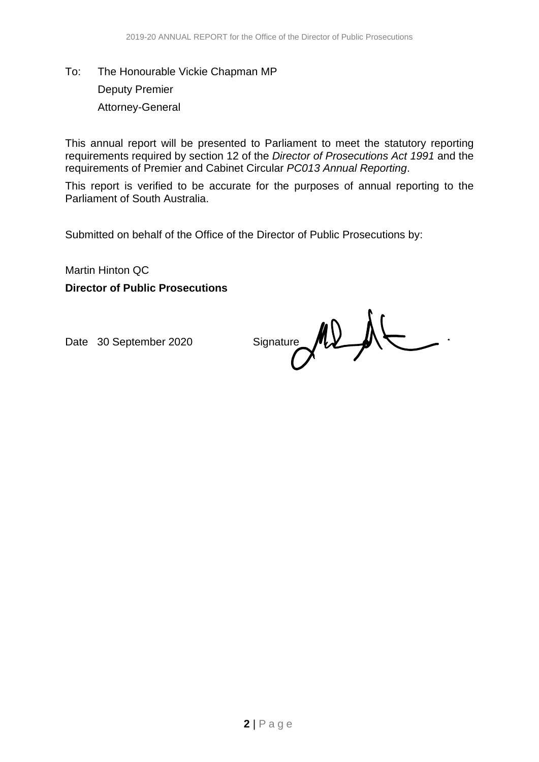To: The Honourable Vickie Chapman MP

Deputy Premier

Attorney-General

This annual report will be presented to Parliament to meet the statutory reporting requirements required by section 12 of the *Director of Prosecutions Act 1991* and the requirements of Premier and Cabinet Circular *PC013 Annual Reporting*.

This report is verified to be accurate for the purposes of annual reporting to the Parliament of South Australia.

Submitted on behalf of the Office of the Director of Public Prosecutions by:

Martin Hinton QC

**Director of Public Prosecutions**

Date 30 September 2020 Signature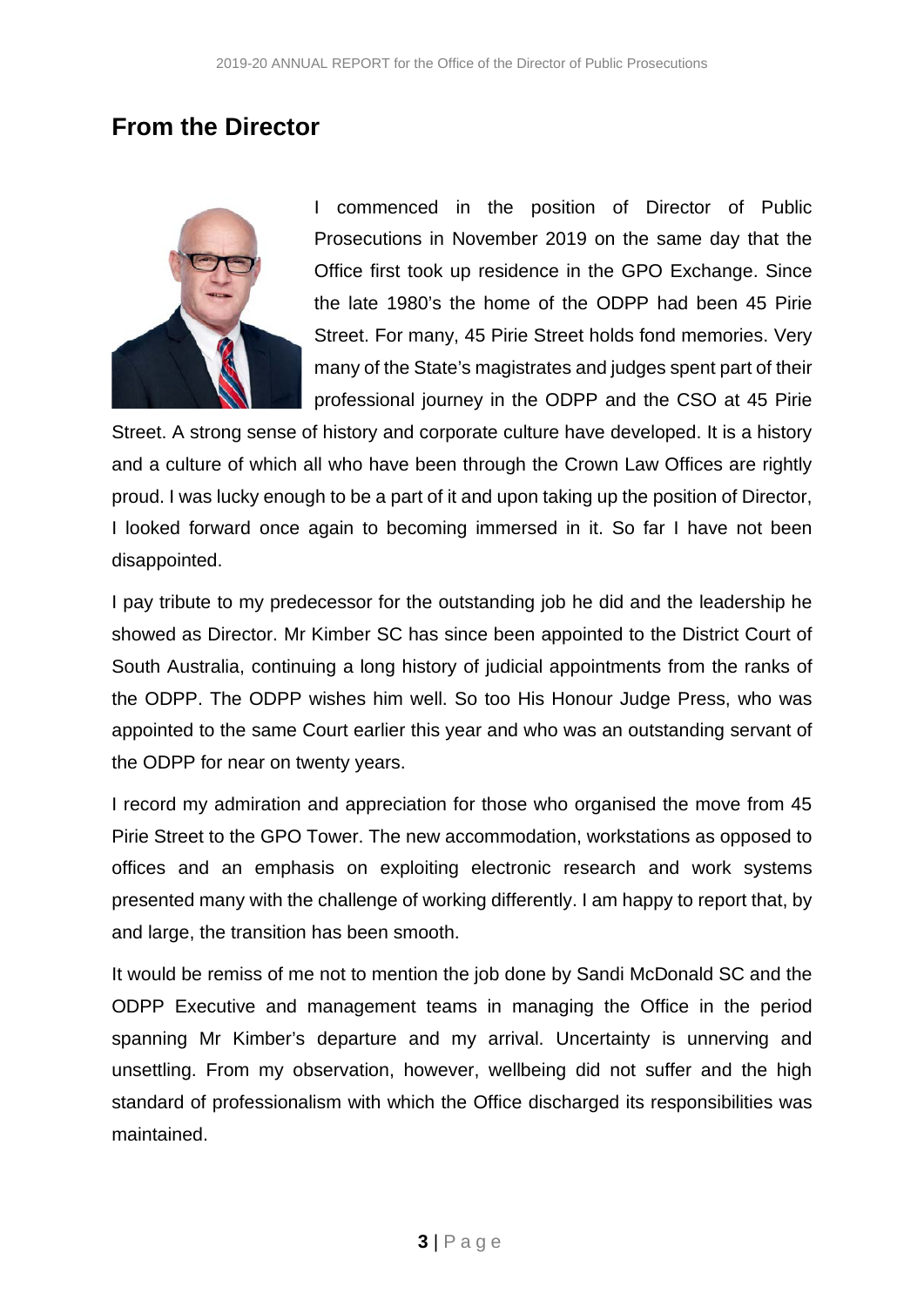## From the Director

I commenced in the position of Director of Public Prosecutions in November 2019 on the same day that the Office first took up residence in the GPO Exchange. Since the late 1980's the home of the ODPP had been 45 Pirie Street. For many, 45 Pirie Street holds fond memories. Very many of the State's magistrates and judges spent part of their professional journey in the ODPP and the CSO at 45 Pirie Street. A strong sense of history and corporate culture have developed. It is a history and a culture of which all who have been through the Crown Law Offices are rightly proud. I was lucky enough to be a part of it and upon taking up the position of Director, I looked forward once again to becoming immersed in it. So far I have not been disappointed.

I pay tribute to my predecessor for the outstanding job he did and the leadership he showed as Director. Mr Kimber SC has since been appointed to the District Court of South Australia, continuing a long history of judicial appointments from the ranks of the ODPP. The ODPP wishes him well. So too His Honour Judge Press, who was appointed to the same Court earlier this year and who was an outstanding servant of the ODPP for near on twenty years.

I record my admiration and appreciation for those who organised the move from 45 Pirie Street to the GPO Tower. The new accommodation, workstations as opposed to offices and an emphasis on exploiting electronic research and work systems presented many with the challenge of working differently. I am happy to report that, by and large, the transition has been smooth.

It would be remiss of me not to mention the job done by Sandi McDonald SC and the ODPP Executive and management teams in managing the Office in the period spanning Mr Kimber's departure and my arrival. Uncertainty is unnerving and unsettling. From my observation, however, wellbeing did not suffer and the high standard of professionalism with which the Office discharged its responsibilities was maintained.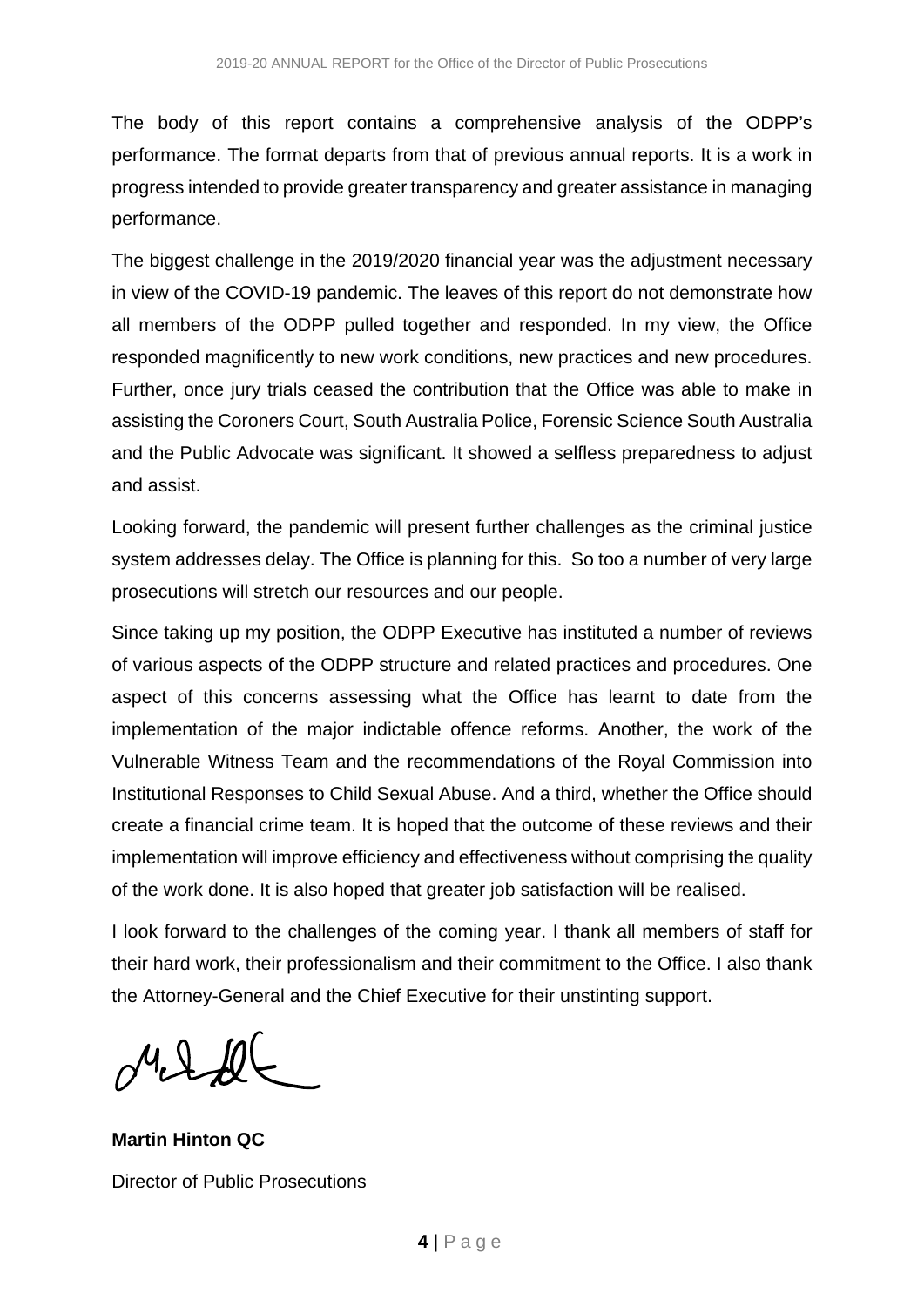The body of this report contains a comprehensive analysis of the ODPP's performance. The format departs from that of previous annual reports. It is a work in progress intended to provide greater transparency and greater assistance in managing performance.

The biggest challenge in the 2019/2020 financial year was the adjustment necessary in view of the COVID-19 pandemic. The leaves of this report do not demonstrate how all members of the ODPP pulled together and responded. In my view, the Office responded magnificently to new work conditions, new practices and new procedures. Further, once jury trials ceased the contribution that the Office was able to make in assisting the Coroners Court, South Australia Police, Forensic Science South Australia and the Public Advocate was significant. It showed a selfless preparedness to adjust and assist.

Looking forward, the pandemic will present further challenges as the criminal justice system addresses delay. The Office is planning for this. So too a number of very large prosecutions will stretch our resources and our people.

Since taking up my position, the ODPP Executive has instituted a number of reviews of various aspects of the ODPP structure and related practices and procedures. One aspect of this concerns assessing what the Office has learnt to date from the implementation of the major indictable offence reforms. Another, the work of the Vulnerable Witness Team and the recommendations of the Royal Commission into Institutional Responses to Child Sexual Abuse. And a third, whether the Office should create a financial crime team. It is hoped that the outcome of these reviews and their implementation will improve efficiency and effectiveness without comprising the quality of the work done. It is also hoped that greater job satisfaction will be realised.

I look forward to the challenges of the coming year. I thank all members of staff for their hard work, their professionalism and their commitment to the Office. I also thank the Attorney-General and the Chief Executive for their unstinting support.

**Martin Hinton QC**

Director of Public Prosecutions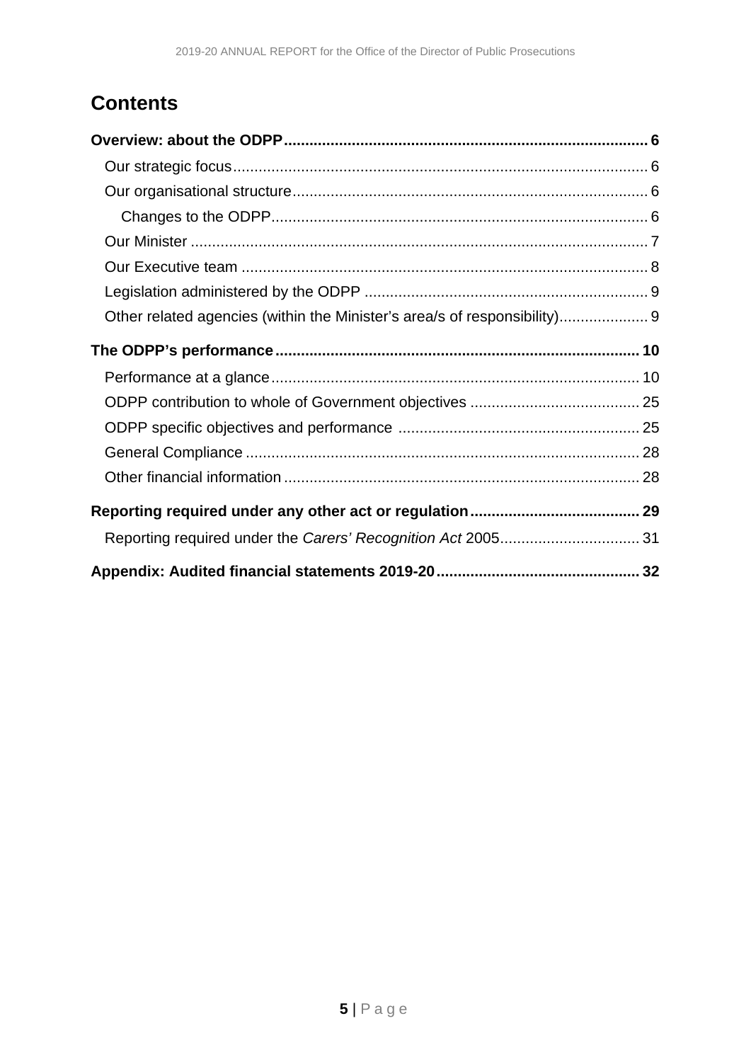## Contents

**Overview: about the ODPP ..... 6**

- Our strategic focus ..... 6
- Our organisational structure ..... 6
    - Changes to the ODPP ..... 6
- Our Minister ..... 7
- Our Executive team ..... 8
- Legislation administered by the ODPP ..... 9
- Other related agencies (within the Minister's area/s of responsibility) ..... 9

**The ODPP's performance ..... 10**

- Performance at a glance ..... 10
- ODPP contribution to whole of Government objectives ..... 25
- ODPP specific objectives and performance ..... 25
- General Compliance ..... 28
- Other financial information ..... 28

**Reporting required under any other act or regulation ..... 29**

- Reporting required under the *Carers' Recognition Act* 2005 ..... 31

**Appendix: Audited financial statements 2019-20 ..... 32**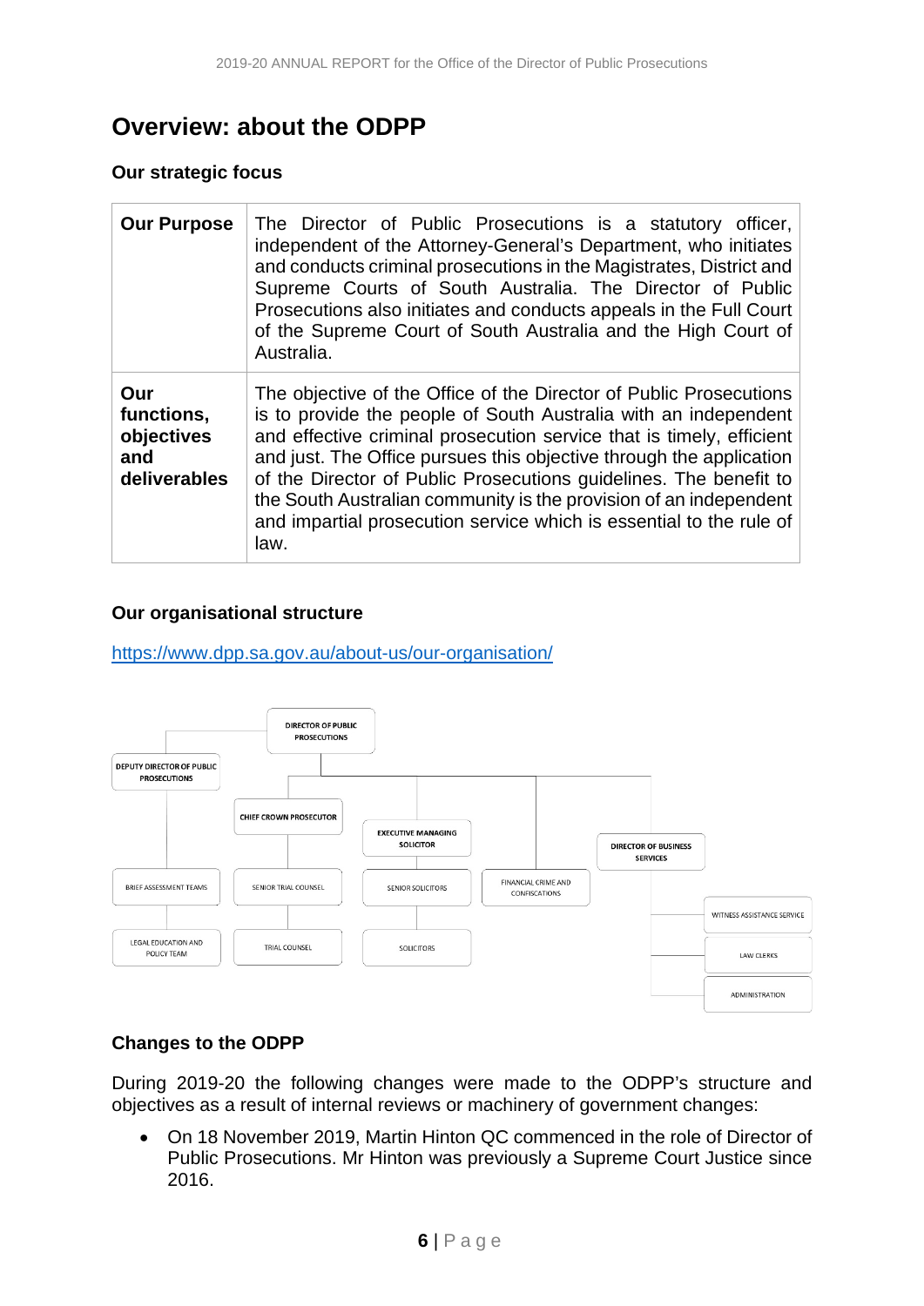# Overview: about the ODPP

## Our strategic focus

| | |
|---|---|
| **Our Purpose** | The Director of Public Prosecutions is a statutory officer, independent of the Attorney-General's Department, who initiates and conducts criminal prosecutions in the Magistrates, District and Supreme Courts of South Australia. The Director of Public Prosecutions also initiates and conducts appeals in the Full Court of the Supreme Court of South Australia and the High Court of Australia. |
| **Our functions, objectives and deliverables** | The objective of the Office of the Director of Public Prosecutions is to provide the people of South Australia with an independent and effective criminal prosecution service that is timely, efficient and just. The Office pursues this objective through the application of the Director of Public Prosecutions guidelines. The benefit to the South Australian community is the provision of an independent and impartial prosecution service which is essential to the rule of law. |

## Our organisational structure

https://www.dpp.sa.gov.au/about-us/our-organisation/

- DIRECTOR OF PUBLIC PROSECUTIONS
  - DEPUTY DIRECTOR OF PUBLIC PROSECUTIONS
    - BRIEF ASSESSMENT TEAMS
    - LEGAL EDUCATION AND POLICY TEAM
  - CHIEF CROWN PROSECUTOR
    - SENIOR TRIAL COUNSEL
    - TRIAL COUNSEL
  - EXECUTIVE MANAGING SOLICITOR
    - SENIOR SOLICITORS
    - SOLICITORS
  - FINANCIAL CRIME AND CONFISCATIONS
  - DIRECTOR OF BUSINESS SERVICES
    - WITNESS ASSISTANCE SERVICE
    - LAW CLERKS
    - ADMINISTRATION

## Changes to the ODPP

During 2019-20 the following changes were made to the ODPP's structure and objectives as a result of internal reviews or machinery of government changes:

- On 18 November 2019, Martin Hinton QC commenced in the role of Director of Public Prosecutions. Mr Hinton was previously a Supreme Court Justice since 2016.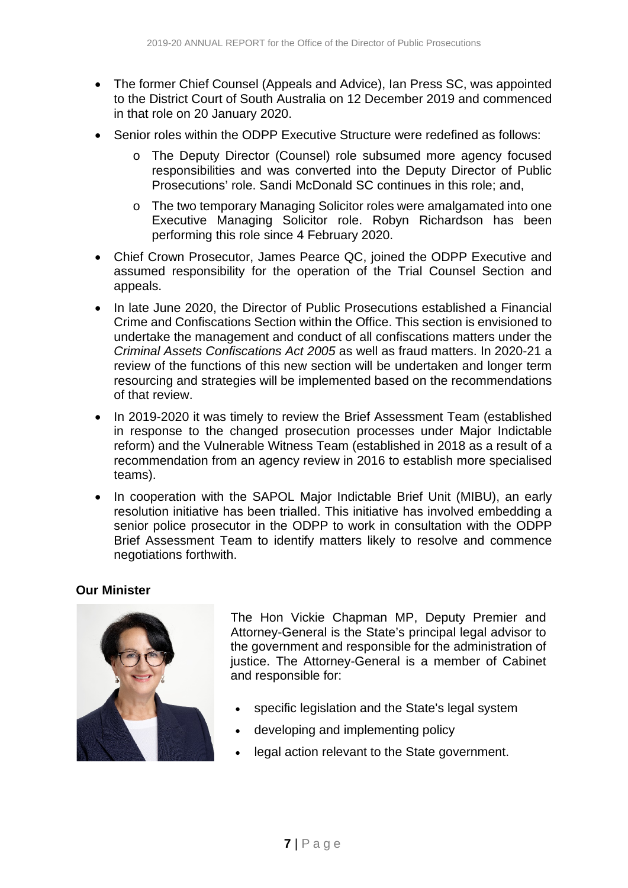- The former Chief Counsel (Appeals and Advice), Ian Press SC, was appointed to the District Court of South Australia on 12 December 2019 and commenced in that role on 20 January 2020.
- Senior roles within the ODPP Executive Structure were redefined as follows:
  - The Deputy Director (Counsel) role subsumed more agency focused responsibilities and was converted into the Deputy Director of Public Prosecutions' role. Sandi McDonald SC continues in this role; and,
  - The two temporary Managing Solicitor roles were amalgamated into one Executive Managing Solicitor role. Robyn Richardson has been performing this role since 4 February 2020.
- Chief Crown Prosecutor, James Pearce QC, joined the ODPP Executive and assumed responsibility for the operation of the Trial Counsel Section and appeals.
- In late June 2020, the Director of Public Prosecutions established a Financial Crime and Confiscations Section within the Office. This section is envisioned to undertake the management and conduct of all confiscations matters under the *Criminal Assets Confiscations Act 2005* as well as fraud matters. In 2020-21 a review of the functions of this new section will be undertaken and longer term resourcing and strategies will be implemented based on the recommendations of that review.
- In 2019-2020 it was timely to review the Brief Assessment Team (established in response to the changed prosecution processes under Major Indictable reform) and the Vulnerable Witness Team (established in 2018 as a result of a recommendation from an agency review in 2016 to establish more specialised teams).
- In cooperation with the SAPOL Major Indictable Brief Unit (MIBU), an early resolution initiative has been trialled. This initiative has involved embedding a senior police prosecutor in the ODPP to work in consultation with the ODPP Brief Assessment Team to identify matters likely to resolve and commence negotiations forthwith.

**Our Minister**

The Hon Vickie Chapman MP, Deputy Premier and Attorney-General is the State's principal legal advisor to the government and responsible for the administration of justice. The Attorney-General is a member of Cabinet and responsible for:

- specific legislation and the State's legal system
- developing and implementing policy
- legal action relevant to the State government.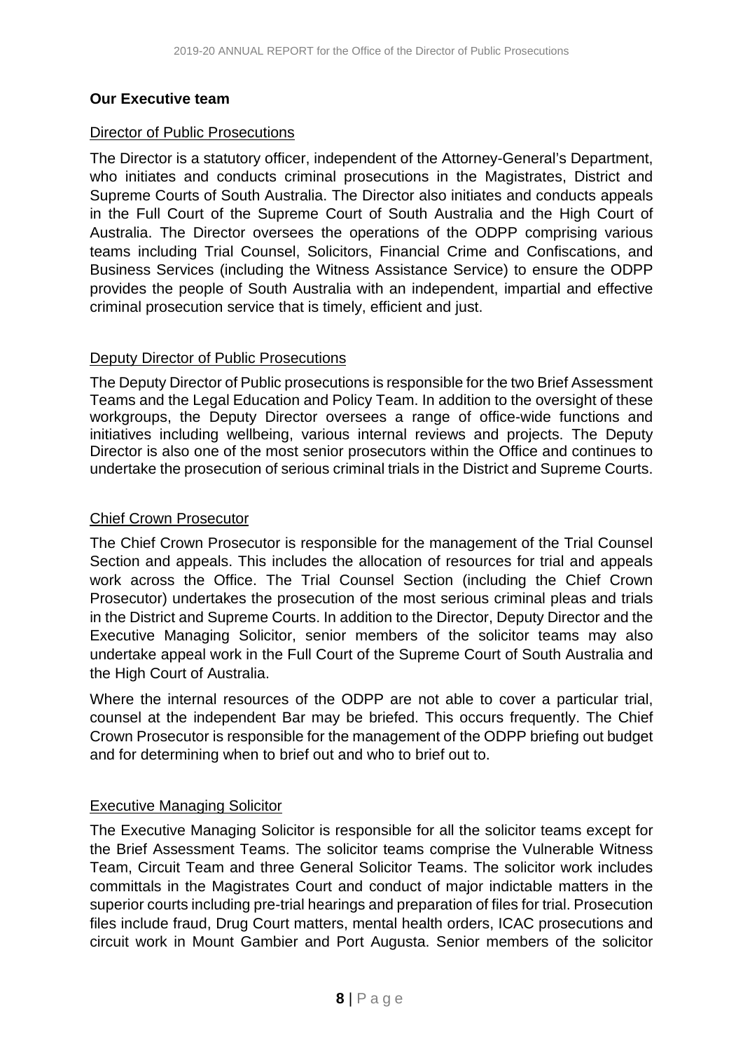## Our Executive team

### Director of Public Prosecutions

The Director is a statutory officer, independent of the Attorney-General's Department, who initiates and conducts criminal prosecutions in the Magistrates, District and Supreme Courts of South Australia. The Director also initiates and conducts appeals in the Full Court of the Supreme Court of South Australia and the High Court of Australia. The Director oversees the operations of the ODPP comprising various teams including Trial Counsel, Solicitors, Financial Crime and Confiscations, and Business Services (including the Witness Assistance Service) to ensure the ODPP provides the people of South Australia with an independent, impartial and effective criminal prosecution service that is timely, efficient and just.

### Deputy Director of Public Prosecutions

The Deputy Director of Public prosecutions is responsible for the two Brief Assessment Teams and the Legal Education and Policy Team. In addition to the oversight of these workgroups, the Deputy Director oversees a range of office-wide functions and initiatives including wellbeing, various internal reviews and projects. The Deputy Director is also one of the most senior prosecutors within the Office and continues to undertake the prosecution of serious criminal trials in the District and Supreme Courts.

### Chief Crown Prosecutor

The Chief Crown Prosecutor is responsible for the management of the Trial Counsel Section and appeals. This includes the allocation of resources for trial and appeals work across the Office. The Trial Counsel Section (including the Chief Crown Prosecutor) undertakes the prosecution of the most serious criminal pleas and trials in the District and Supreme Courts. In addition to the Director, Deputy Director and the Executive Managing Solicitor, senior members of the solicitor teams may also undertake appeal work in the Full Court of the Supreme Court of South Australia and the High Court of Australia.

Where the internal resources of the ODPP are not able to cover a particular trial, counsel at the independent Bar may be briefed. This occurs frequently. The Chief Crown Prosecutor is responsible for the management of the ODPP briefing out budget and for determining when to brief out and who to brief out to.

### Executive Managing Solicitor

The Executive Managing Solicitor is responsible for all the solicitor teams except for the Brief Assessment Teams. The solicitor teams comprise the Vulnerable Witness Team, Circuit Team and three General Solicitor Teams. The solicitor work includes committals in the Magistrates Court and conduct of major indictable matters in the superior courts including pre-trial hearings and preparation of files for trial. Prosecution files include fraud, Drug Court matters, mental health orders, ICAC prosecutions and circuit work in Mount Gambier and Port Augusta. Senior members of the solicitor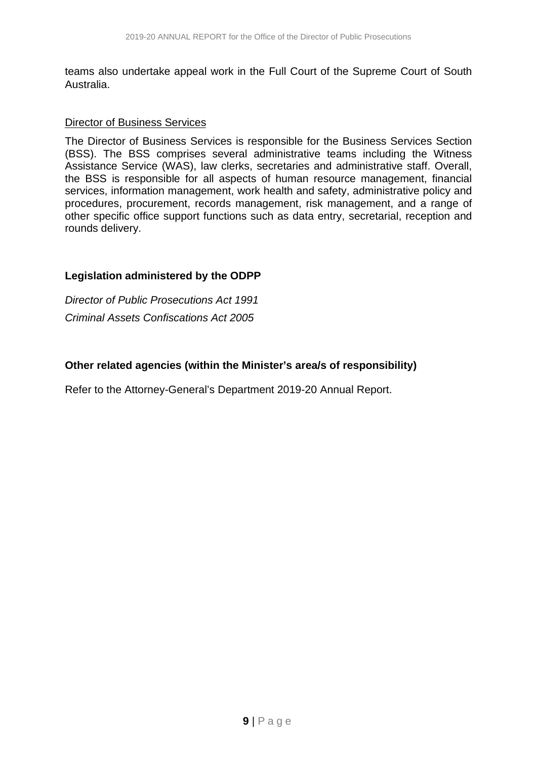teams also undertake appeal work in the Full Court of the Supreme Court of South Australia.

Director of Business Services

The Director of Business Services is responsible for the Business Services Section (BSS). The BSS comprises several administrative teams including the Witness Assistance Service (WAS), law clerks, secretaries and administrative staff. Overall, the BSS is responsible for all aspects of human resource management, financial services, information management, work health and safety, administrative policy and procedures, procurement, records management, risk management, and a range of other specific office support functions such as data entry, secretarial, reception and rounds delivery.

**Legislation administered by the ODPP**

*Director of Public Prosecutions Act 1991*

*Criminal Assets Confiscations Act 2005*

**Other related agencies (within the Minister's area/s of responsibility)**

Refer to the Attorney-General's Department 2019-20 Annual Report.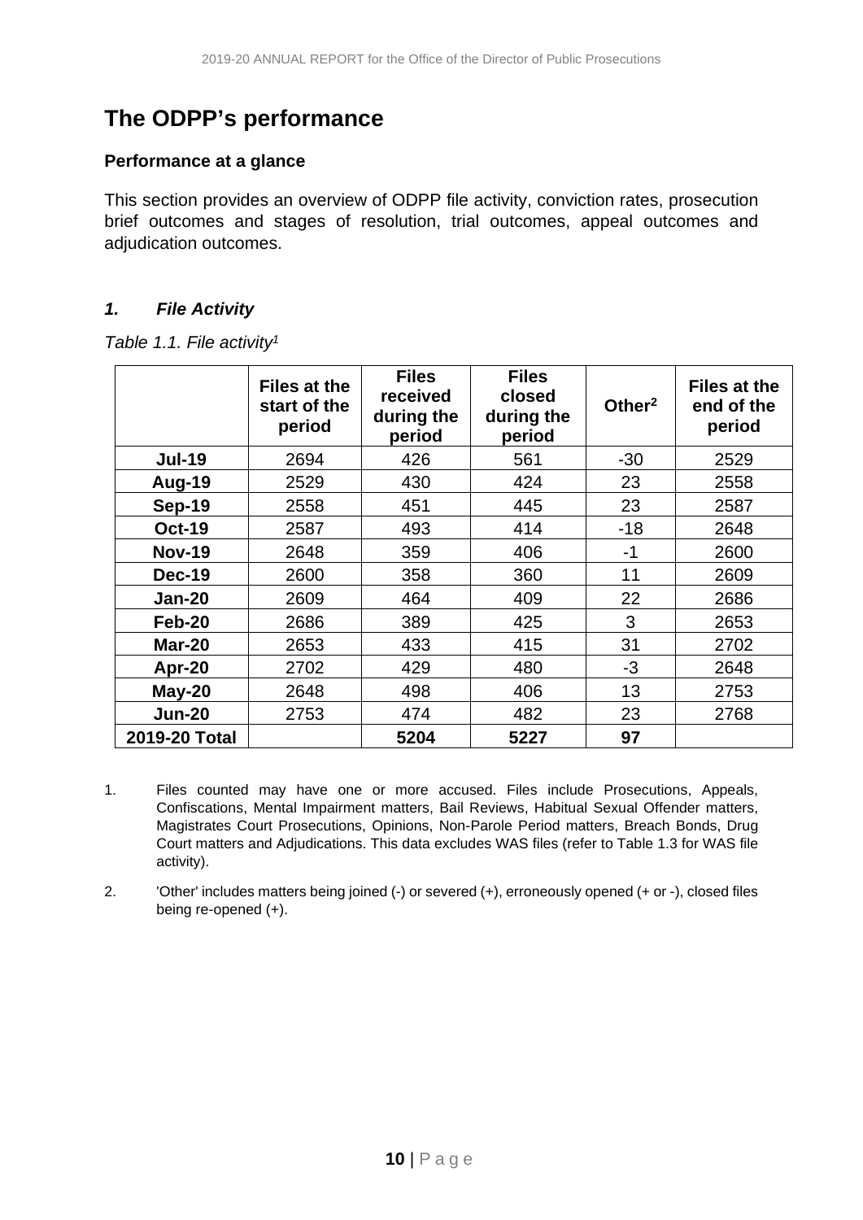# The ODPP's performance

### Performance at a glance

This section provides an overview of ODPP file activity, conviction rates, prosecution brief outcomes and stages of resolution, trial outcomes, appeal outcomes and adjudication outcomes.

### *1. File Activity*

*Table 1.1. File activity*[1]

| | Files at the start of the period | Files received during the period | Files closed during the period | Other[2] | Files at the end of the period |
|---|---|---|---|---|---|
| **Jul-19** | 2694 | 426 | 561 | -30 | 2529 |
| **Aug-19** | 2529 | 430 | 424 | 23 | 2558 |
| **Sep-19** | 2558 | 451 | 445 | 23 | 2587 |
| **Oct-19** | 2587 | 493 | 414 | -18 | 2648 |
| **Nov-19** | 2648 | 359 | 406 | -1 | 2600 |
| **Dec-19** | 2600 | 358 | 360 | 11 | 2609 |
| **Jan-20** | 2609 | 464 | 409 | 22 | 2686 |
| **Feb-20** | 2686 | 389 | 425 | 3 | 2653 |
| **Mar-20** | 2653 | 433 | 415 | 31 | 2702 |
| **Apr-20** | 2702 | 429 | 480 | -3 | 2648 |
| **May-20** | 2648 | 498 | 406 | 13 | 2753 |
| **Jun-20** | 2753 | 474 | 482 | 23 | 2768 |
| **2019-20 Total** | | **5204** | **5227** | **97** | |

1. Files counted may have one or more accused. Files include Prosecutions, Appeals, Confiscations, Mental Impairment matters, Bail Reviews, Habitual Sexual Offender matters, Magistrates Court Prosecutions, Opinions, Non-Parole Period matters, Breach Bonds, Drug Court matters and Adjudications. This data excludes WAS files (refer to Table 1.3 for WAS file activity).

2. 'Other' includes matters being joined (-) or severed (+), erroneously opened (+ or -), closed files being re-opened (+).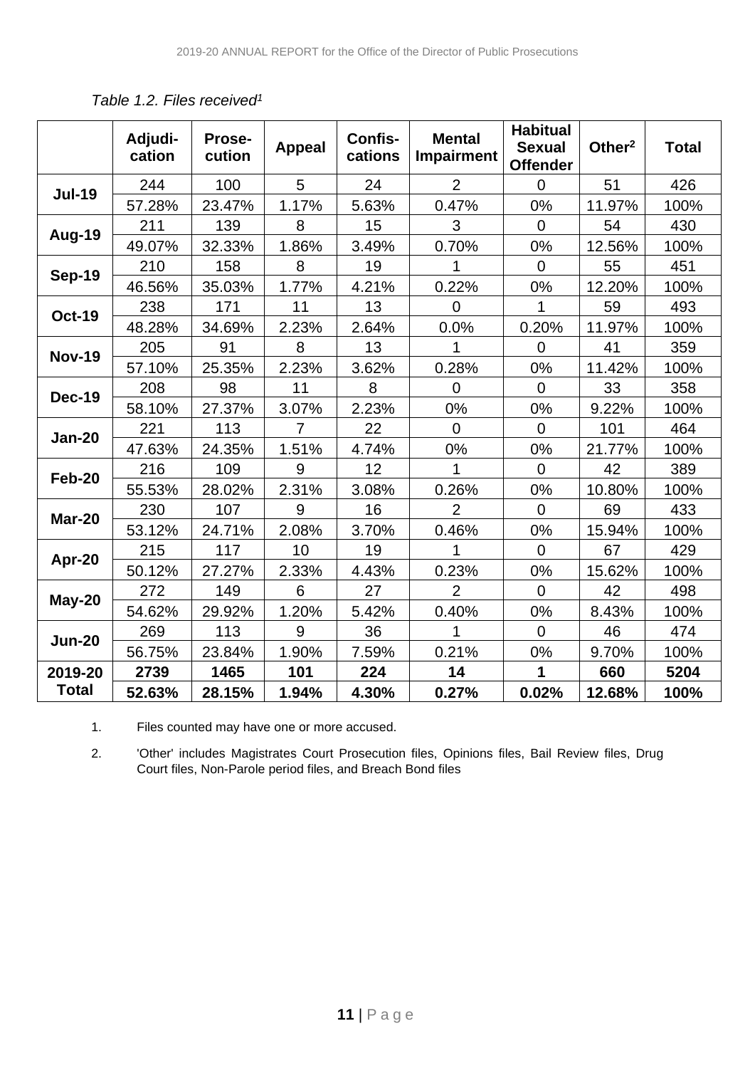*Table 1.2. Files received[1]*

| | Adjudi-cation | Prose-cution | Appeal | Confis-cations | Mental Impairment | Habitual Sexual Offender | Other[2] | Total |
|---|---|---|---|---|---|---|---|---|
| **Jul-19** | 244 | 100 | 5 | 24 | 2 | 0 | 51 | 426 |
| | 57.28% | 23.47% | 1.17% | 5.63% | 0.47% | 0% | 11.97% | 100% |
| **Aug-19** | 211 | 139 | 8 | 15 | 3 | 0 | 54 | 430 |
| | 49.07% | 32.33% | 1.86% | 3.49% | 0.70% | 0% | 12.56% | 100% |
| **Sep-19** | 210 | 158 | 8 | 19 | 1 | 0 | 55 | 451 |
| | 46.56% | 35.03% | 1.77% | 4.21% | 0.22% | 0% | 12.20% | 100% |
| **Oct-19** | 238 | 171 | 11 | 13 | 0 | 1 | 59 | 493 |
| | 48.28% | 34.69% | 2.23% | 2.64% | 0.0% | 0.20% | 11.97% | 100% |
| **Nov-19** | 205 | 91 | 8 | 13 | 1 | 0 | 41 | 359 |
| | 57.10% | 25.35% | 2.23% | 3.62% | 0.28% | 0% | 11.42% | 100% |
| **Dec-19** | 208 | 98 | 11 | 8 | 0 | 0 | 33 | 358 |
| | 58.10% | 27.37% | 3.07% | 2.23% | 0% | 0% | 9.22% | 100% |
| **Jan-20** | 221 | 113 | 7 | 22 | 0 | 0 | 101 | 464 |
| | 47.63% | 24.35% | 1.51% | 4.74% | 0% | 0% | 21.77% | 100% |
| **Feb-20** | 216 | 109 | 9 | 12 | 1 | 0 | 42 | 389 |
| | 55.53% | 28.02% | 2.31% | 3.08% | 0.26% | 0% | 10.80% | 100% |
| **Mar-20** | 230 | 107 | 9 | 16 | 2 | 0 | 69 | 433 |
| | 53.12% | 24.71% | 2.08% | 3.70% | 0.46% | 0% | 15.94% | 100% |
| **Apr-20** | 215 | 117 | 10 | 19 | 1 | 0 | 67 | 429 |
| | 50.12% | 27.27% | 2.33% | 4.43% | 0.23% | 0% | 15.62% | 100% |
| **May-20** | 272 | 149 | 6 | 27 | 2 | 0 | 42 | 498 |
| | 54.62% | 29.92% | 1.20% | 5.42% | 0.40% | 0% | 8.43% | 100% |
| **Jun-20** | 269 | 113 | 9 | 36 | 1 | 0 | 46 | 474 |
| | 56.75% | 23.84% | 1.90% | 7.59% | 0.21% | 0% | 9.70% | 100% |
| **2019-20 Total** | **2739** | **1465** | **101** | **224** | **14** | **1** | **660** | **5204** |
| | **52.63%** | **28.15%** | **1.94%** | **4.30%** | **0.27%** | **0.02%** | **12.68%** | **100%** |

1. Files counted may have one or more accused.
2. 'Other' includes Magistrates Court Prosecution files, Opinions files, Bail Review files, Drug Court files, Non-Parole period files, and Breach Bond files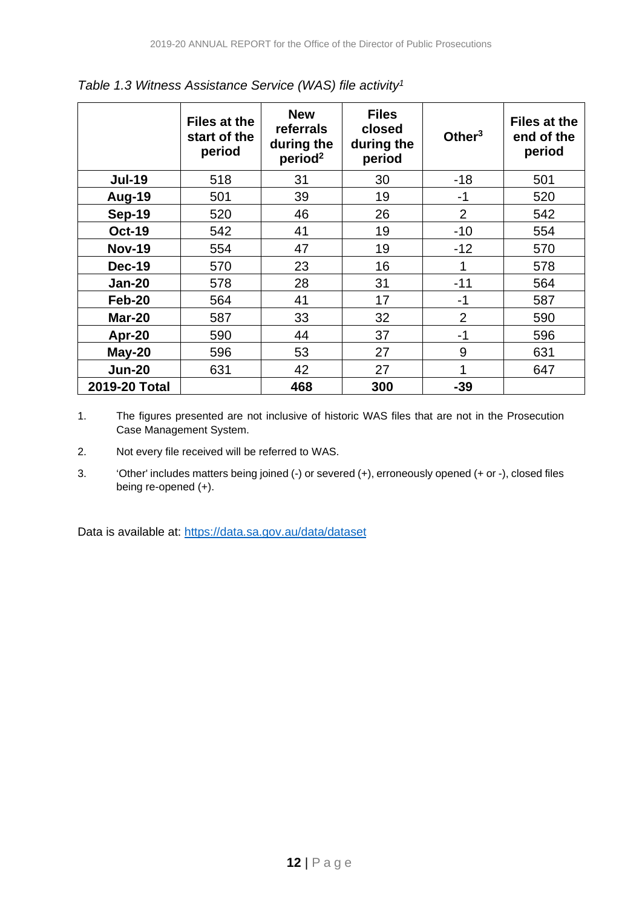*Table 1.3 Witness Assistance Service (WAS) file activity[1]*

| | Files at the start of the period | New referrals during the period[2] | Files closed during the period | Other[3] | Files at the end of the period |
|---|---|---|---|---|---|
| **Jul-19** | 518 | 31 | 30 | -18 | 501 |
| **Aug-19** | 501 | 39 | 19 | -1 | 520 |
| **Sep-19** | 520 | 46 | 26 | 2 | 542 |
| **Oct-19** | 542 | 41 | 19 | -10 | 554 |
| **Nov-19** | 554 | 47 | 19 | -12 | 570 |
| **Dec-19** | 570 | 23 | 16 | 1 | 578 |
| **Jan-20** | 578 | 28 | 31 | -11 | 564 |
| **Feb-20** | 564 | 41 | 17 | -1 | 587 |
| **Mar-20** | 587 | 33 | 32 | 2 | 590 |
| **Apr-20** | 590 | 44 | 37 | -1 | 596 |
| **May-20** | 596 | 53 | 27 | 9 | 631 |
| **Jun-20** | 631 | 42 | 27 | 1 | 647 |
| **2019-20 Total** | | **468** | **300** | **-39** | |

1. The figures presented are not inclusive of historic WAS files that are not in the Prosecution Case Management System.
2. Not every file received will be referred to WAS.
3. 'Other' includes matters being joined (-) or severed (+), erroneously opened (+ or -), closed files being re-opened (+).

Data is available at: https://data.sa.gov.au/data/dataset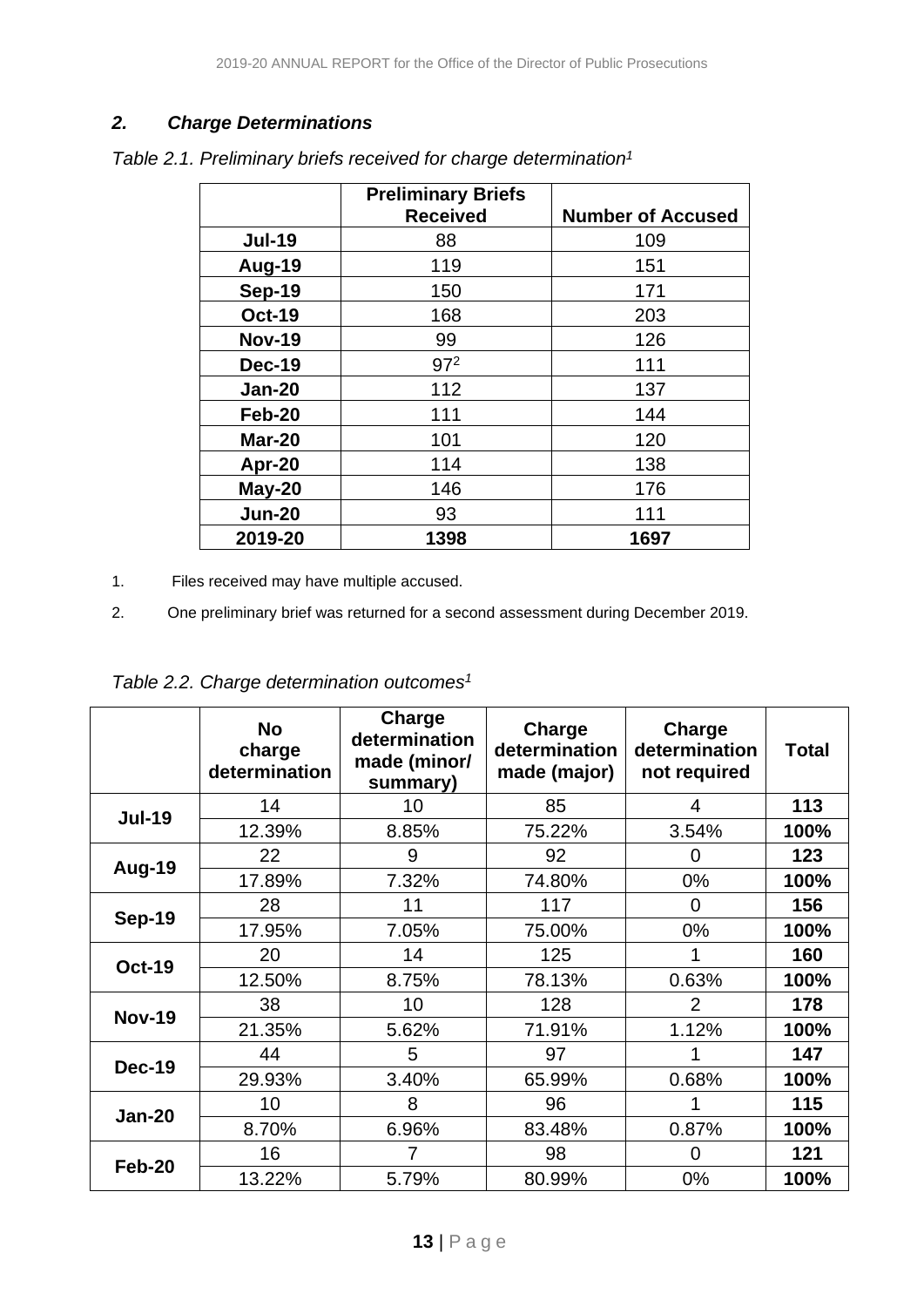## *2. Charge Determinations*

*Table 2.1. Preliminary briefs received for charge determination[1]*

| | Preliminary Briefs Received | Number of Accused |
|---|---|---|
| **Jul-19** | 88 | 109 |
| **Aug-19** | 119 | 151 |
| **Sep-19** | 150 | 171 |
| **Oct-19** | 168 | 203 |
| **Nov-19** | 99 | 126 |
| **Dec-19** | 97[2] | 111 |
| **Jan-20** | 112 | 137 |
| **Feb-20** | 111 | 144 |
| **Mar-20** | 101 | 120 |
| **Apr-20** | 114 | 138 |
| **May-20** | 146 | 176 |
| **Jun-20** | 93 | 111 |
| **2019-20** | **1398** | **1697** |

1. Files received may have multiple accused.
2. One preliminary brief was returned for a second assessment during December 2019.

*Table 2.2. Charge determination outcomes[1]*

| | No charge determination | Charge determination made (minor/ summary) | Charge determination made (major) | Charge determination not required | Total |
|---|---|---|---|---|---|
| **Jul-19** | 14 | 10 | 85 | 4 | **113** |
| | 12.39% | 8.85% | 75.22% | 3.54% | **100%** |
| **Aug-19** | 22 | 9 | 92 | 0 | **123** |
| | 17.89% | 7.32% | 74.80% | 0% | **100%** |
| **Sep-19** | 28 | 11 | 117 | 0 | **156** |
| | 17.95% | 7.05% | 75.00% | 0% | **100%** |
| **Oct-19** | 20 | 14 | 125 | 1 | **160** |
| | 12.50% | 8.75% | 78.13% | 0.63% | **100%** |
| **Nov-19** | 38 | 10 | 128 | 2 | **178** |
| | 21.35% | 5.62% | 71.91% | 1.12% | **100%** |
| **Dec-19** | 44 | 5 | 97 | 1 | **147** |
| | 29.93% | 3.40% | 65.99% | 0.68% | **100%** |
| **Jan-20** | 10 | 8 | 96 | 1 | **115** |
| | 8.70% | 6.96% | 83.48% | 0.87% | **100%** |
| **Feb-20** | 16 | 7 | 98 | 0 | **121** |
| | 13.22% | 5.79% | 80.99% | 0% | **100%** |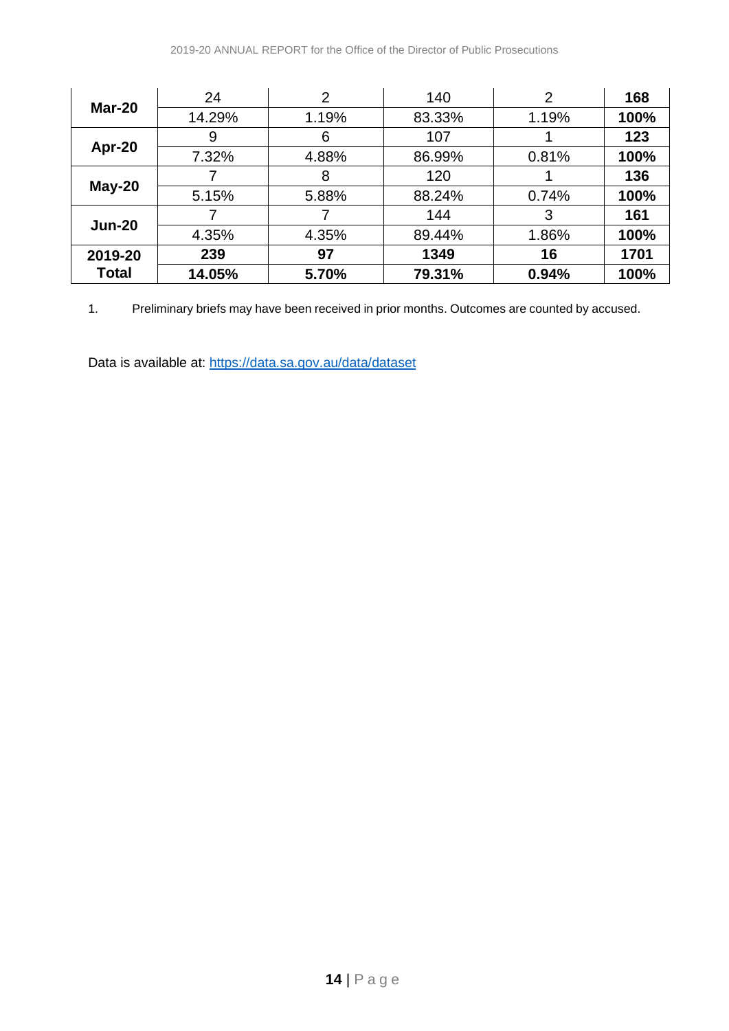| | | | | | |
|---|---|---|---|---|---|
| **Mar-20** | 24 | 2 | 140 | 2 | **168** |
| | 14.29% | 1.19% | 83.33% | 1.19% | **100%** |
| **Apr-20** | 9 | 6 | 107 | 1 | **123** |
| | 7.32% | 4.88% | 86.99% | 0.81% | **100%** |
| **May-20** | 7 | 8 | 120 | 1 | **136** |
| | 5.15% | 5.88% | 88.24% | 0.74% | **100%** |
| **Jun-20** | 7 | 7 | 144 | 3 | **161** |
| | 4.35% | 4.35% | 89.44% | 1.86% | **100%** |
| **2019-20 Total** | **239** | **97** | **1349** | **16** | **1701** |
| | **14.05%** | **5.70%** | **79.31%** | **0.94%** | **100%** |

1. Preliminary briefs may have been received in prior months. Outcomes are counted by accused.

Data is available at: [https://data.sa.gov.au/data/dataset](https://data.sa.gov.au/data/dataset)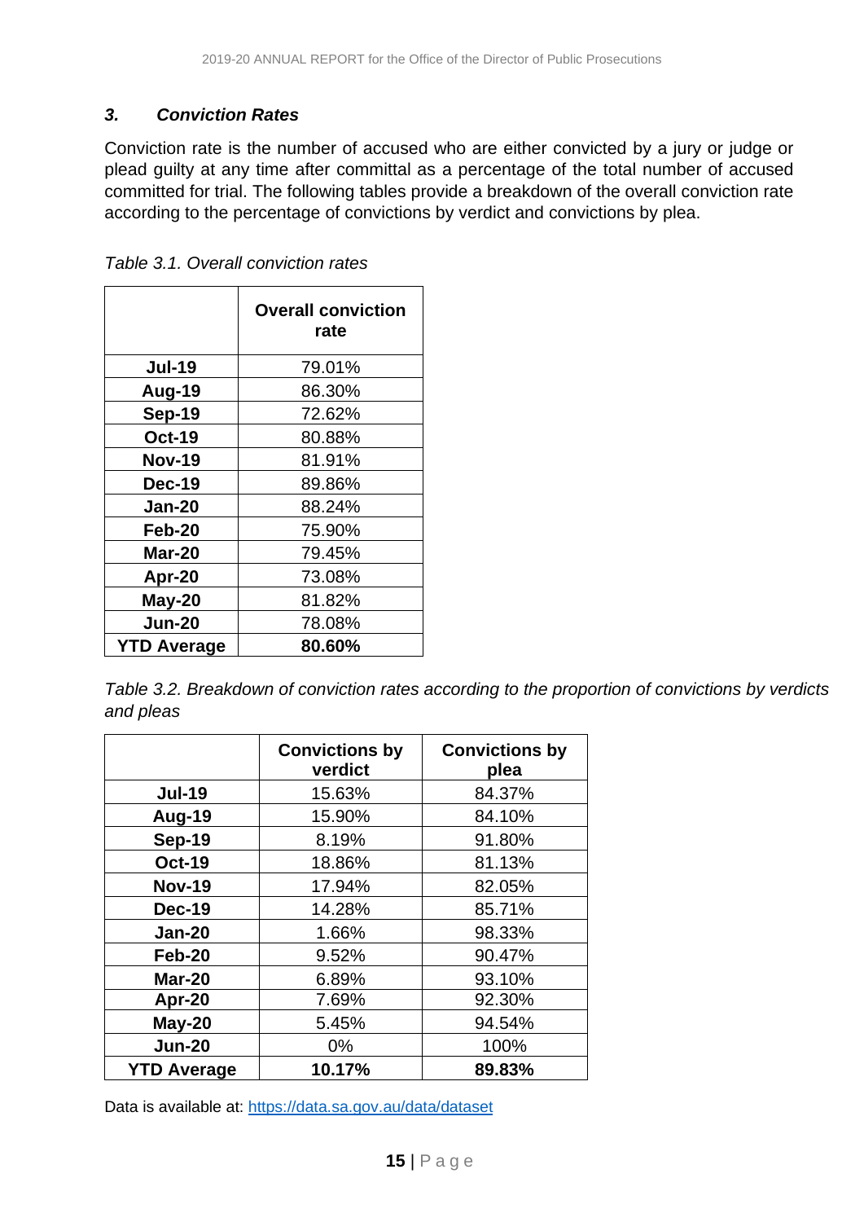### *3. Conviction Rates*

Conviction rate is the number of accused who are either convicted by a jury or judge or plead guilty at any time after committal as a percentage of the total number of accused committed for trial. The following tables provide a breakdown of the overall conviction rate according to the percentage of convictions by verdict and convictions by plea.

*Table 3.1. Overall conviction rates*

| | **Overall conviction rate** |
|---|---|
| **Jul-19** | 79.01% |
| **Aug-19** | 86.30% |
| **Sep-19** | 72.62% |
| **Oct-19** | 80.88% |
| **Nov-19** | 81.91% |
| **Dec-19** | 89.86% |
| **Jan-20** | 88.24% |
| **Feb-20** | 75.90% |
| **Mar-20** | 79.45% |
| **Apr-20** | 73.08% |
| **May-20** | 81.82% |
| **Jun-20** | 78.08% |
| **YTD Average** | **80.60%** |

*Table 3.2. Breakdown of conviction rates according to the proportion of convictions by verdicts and pleas*

| | **Convictions by verdict** | **Convictions by plea** |
|---|---|---|
| **Jul-19** | 15.63% | 84.37% |
| **Aug-19** | 15.90% | 84.10% |
| **Sep-19** | 8.19% | 91.80% |
| **Oct-19** | 18.86% | 81.13% |
| **Nov-19** | 17.94% | 82.05% |
| **Dec-19** | 14.28% | 85.71% |
| **Jan-20** | 1.66% | 98.33% |
| **Feb-20** | 9.52% | 90.47% |
| **Mar-20** | 6.89% | 93.10% |
| **Apr-20** | 7.69% | 92.30% |
| **May-20** | 5.45% | 94.54% |
| **Jun-20** | 0% | 100% |
| **YTD Average** | **10.17%** | **89.83%** |

Data is available at: [https://data.sa.gov.au/data/dataset](https://data.sa.gov.au/data/dataset)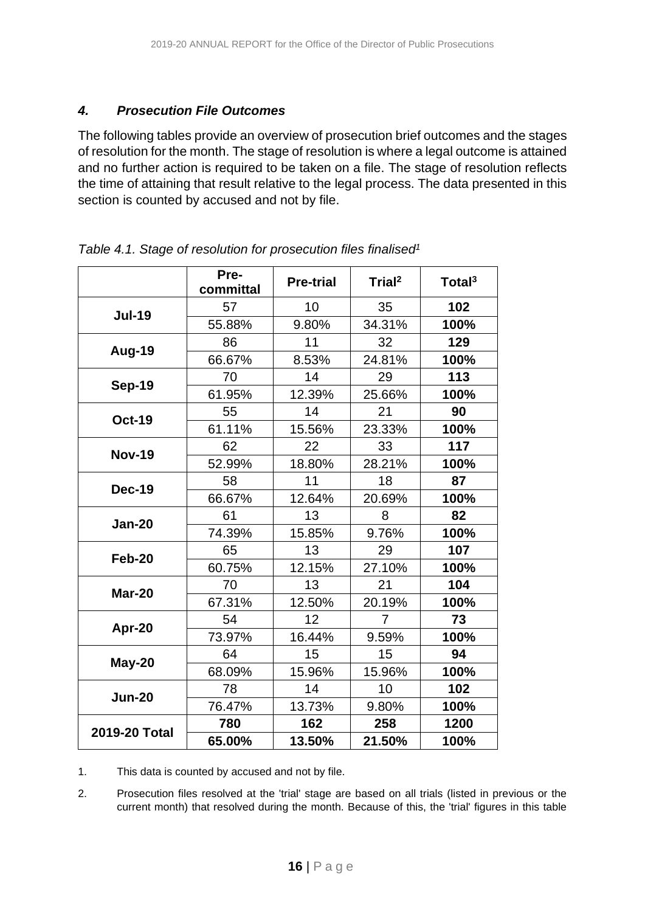### *4. Prosecution File Outcomes*

The following tables provide an overview of prosecution brief outcomes and the stages of resolution for the month. The stage of resolution is where a legal outcome is attained and no further action is required to be taken on a file. The stage of resolution reflects the time of attaining that result relative to the legal process. The data presented in this section is counted by accused and not by file.

*Table 4.1. Stage of resolution for prosecution files finalised[1]*

| | Pre-committal | Pre-trial | Trial[2] | Total[3] |
|---|---|---|---|---|
| **Jul-19** | 57 | 10 | 35 | **102** |
| | 55.88% | 9.80% | 34.31% | **100%** |
| **Aug-19** | 86 | 11 | 32 | **129** |
| | 66.67% | 8.53% | 24.81% | **100%** |
| **Sep-19** | 70 | 14 | 29 | **113** |
| | 61.95% | 12.39% | 25.66% | **100%** |
| **Oct-19** | 55 | 14 | 21 | **90** |
| | 61.11% | 15.56% | 23.33% | **100%** |
| **Nov-19** | 62 | 22 | 33 | **117** |
| | 52.99% | 18.80% | 28.21% | **100%** |
| **Dec-19** | 58 | 11 | 18 | **87** |
| | 66.67% | 12.64% | 20.69% | **100%** |
| **Jan-20** | 61 | 13 | 8 | **82** |
| | 74.39% | 15.85% | 9.76% | **100%** |
| **Feb-20** | 65 | 13 | 29 | **107** |
| | 60.75% | 12.15% | 27.10% | **100%** |
| **Mar-20** | 70 | 13 | 21 | **104** |
| | 67.31% | 12.50% | 20.19% | **100%** |
| **Apr-20** | 54 | 12 | 7 | **73** |
| | 73.97% | 16.44% | 9.59% | **100%** |
| **May-20** | 64 | 15 | 15 | **94** |
| | 68.09% | 15.96% | 15.96% | **100%** |
| **Jun-20** | 78 | 14 | 10 | **102** |
| | 76.47% | 13.73% | 9.80% | **100%** |
| **2019-20 Total** | **780** | **162** | **258** | **1200** |
| | **65.00%** | **13.50%** | **21.50%** | **100%** |

1. This data is counted by accused and not by file.

2. Prosecution files resolved at the 'trial' stage are based on all trials (listed in previous or the current month) that resolved during the month. Because of this, the 'trial' figures in this table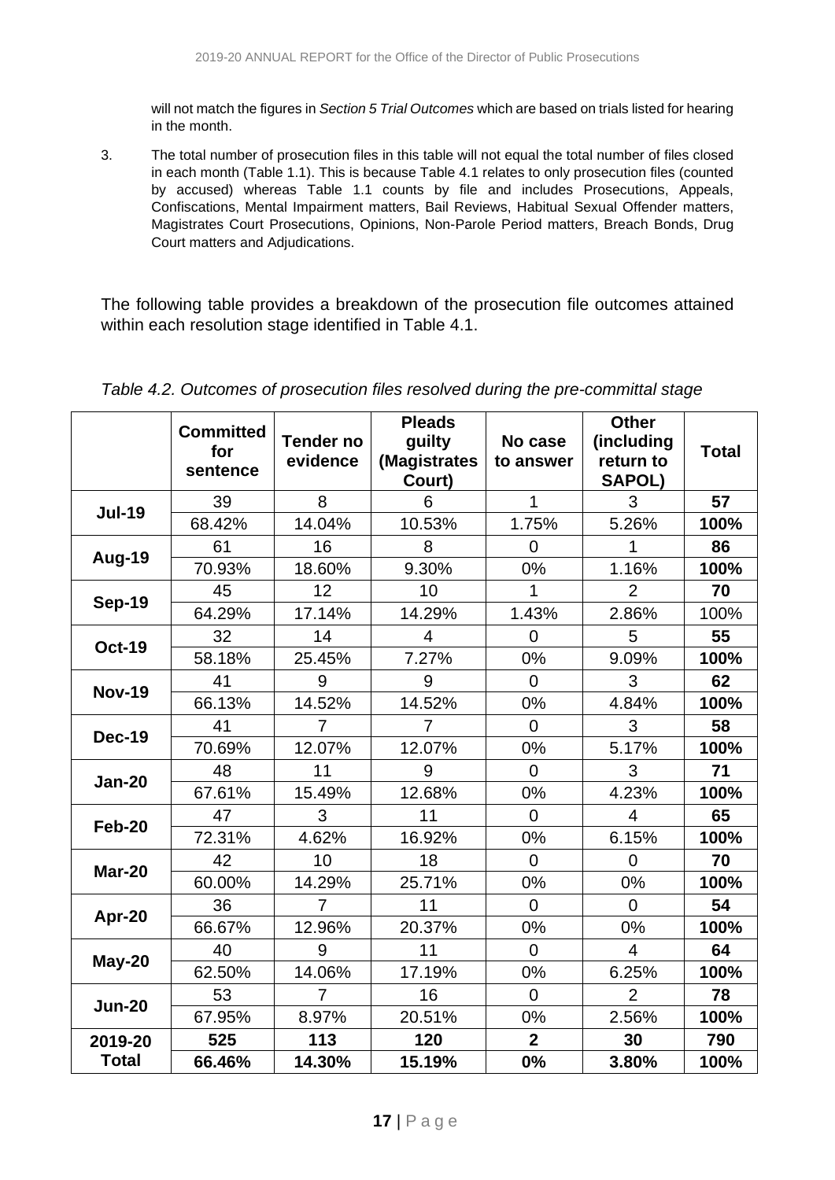will not match the figures in *Section 5 Trial Outcomes* which are based on trials listed for hearing in the month.

3. The total number of prosecution files in this table will not equal the total number of files closed in each month (Table 1.1). This is because Table 4.1 relates to only prosecution files (counted by accused) whereas Table 1.1 counts by file and includes Prosecutions, Appeals, Confiscations, Mental Impairment matters, Bail Reviews, Habitual Sexual Offender matters, Magistrates Court Prosecutions, Opinions, Non-Parole Period matters, Breach Bonds, Drug Court matters and Adjudications.

The following table provides a breakdown of the prosecution file outcomes attained within each resolution stage identified in Table 4.1.

*Table 4.2. Outcomes of prosecution files resolved during the pre-committal stage*

| | Committed for sentence | Tender no evidence | Pleads guilty (Magistrates Court) | No case to answer | Other (including return to SAPOL) | Total |
|---|---|---|---|---|---|---|
| **Jul-19** | 39 | 8 | 6 | 1 | 3 | **57** |
| | 68.42% | 14.04% | 10.53% | 1.75% | 5.26% | **100%** |
| **Aug-19** | 61 | 16 | 8 | 0 | 1 | **86** |
| | 70.93% | 18.60% | 9.30% | 0% | 1.16% | **100%** |
| **Sep-19** | 45 | 12 | 10 | 1 | 2 | **70** |
| | 64.29% | 17.14% | 14.29% | 1.43% | 2.86% | 100% |
| **Oct-19** | 32 | 14 | 4 | 0 | 5 | **55** |
| | 58.18% | 25.45% | 7.27% | 0% | 9.09% | **100%** |
| **Nov-19** | 41 | 9 | 9 | 0 | 3 | **62** |
| | 66.13% | 14.52% | 14.52% | 0% | 4.84% | **100%** |
| **Dec-19** | 41 | 7 | 7 | 0 | 3 | **58** |
| | 70.69% | 12.07% | 12.07% | 0% | 5.17% | **100%** |
| **Jan-20** | 48 | 11 | 9 | 0 | 3 | **71** |
| | 67.61% | 15.49% | 12.68% | 0% | 4.23% | **100%** |
| **Feb-20** | 47 | 3 | 11 | 0 | 4 | **65** |
| | 72.31% | 4.62% | 16.92% | 0% | 6.15% | **100%** |
| **Mar-20** | 42 | 10 | 18 | 0 | 0 | **70** |
| | 60.00% | 14.29% | 25.71% | 0% | 0% | **100%** |
| **Apr-20** | 36 | 7 | 11 | 0 | 0 | **54** |
| | 66.67% | 12.96% | 20.37% | 0% | 0% | **100%** |
| **May-20** | 40 | 9 | 11 | 0 | 4 | **64** |
| | 62.50% | 14.06% | 17.19% | 0% | 6.25% | **100%** |
| **Jun-20** | 53 | 7 | 16 | 0 | 2 | **78** |
| | 67.95% | 8.97% | 20.51% | 0% | 2.56% | **100%** |
| **2019-20 Total** | **525** | **113** | **120** | **2** | **30** | **790** |
| | **66.46%** | **14.30%** | **15.19%** | **0%** | **3.80%** | **100%** |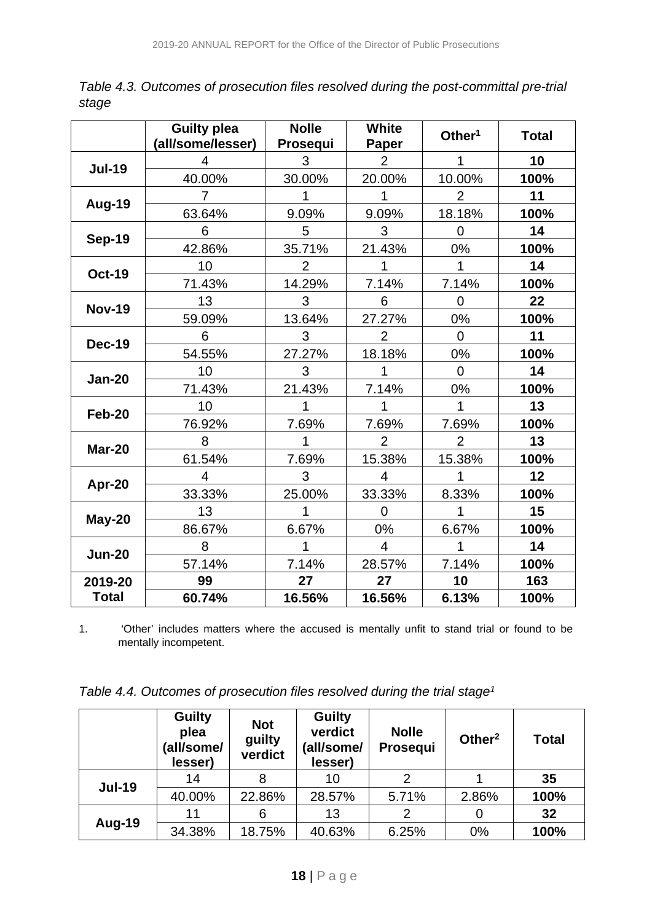*Table 4.3. Outcomes of prosecution files resolved during the post-committal pre-trial stage*

| | Guilty plea (all/some/lesser) | Nolle Prosequi | White Paper | Other[1] | Total |
|---|---|---|---|---|---|
| **Jul-19** | 4 | 3 | 2 | 1 | **10** |
| | 40.00% | 30.00% | 20.00% | 10.00% | **100%** |
| **Aug-19** | 7 | 1 | 1 | 2 | **11** |
| | 63.64% | 9.09% | 9.09% | 18.18% | **100%** |
| **Sep-19** | 6 | 5 | 3 | 0 | **14** |
| | 42.86% | 35.71% | 21.43% | 0% | **100%** |
| **Oct-19** | 10 | 2 | 1 | 1 | **14** |
| | 71.43% | 14.29% | 7.14% | 7.14% | **100%** |
| **Nov-19** | 13 | 3 | 6 | 0 | **22** |
| | 59.09% | 13.64% | 27.27% | 0% | **100%** |
| **Dec-19** | 6 | 3 | 2 | 0 | **11** |
| | 54.55% | 27.27% | 18.18% | 0% | **100%** |
| **Jan-20** | 10 | 3 | 1 | 0 | **14** |
| | 71.43% | 21.43% | 7.14% | 0% | **100%** |
| **Feb-20** | 10 | 1 | 1 | 1 | **13** |
| | 76.92% | 7.69% | 7.69% | 7.69% | **100%** |
| **Mar-20** | 8 | 1 | 2 | 2 | **13** |
| | 61.54% | 7.69% | 15.38% | 15.38% | **100%** |
| **Apr-20** | 4 | 3 | 4 | 1 | **12** |
| | 33.33% | 25.00% | 33.33% | 8.33% | **100%** |
| **May-20** | 13 | 1 | 0 | 1 | **15** |
| | 86.67% | 6.67% | 0% | 6.67% | **100%** |
| **Jun-20** | 8 | 1 | 4 | 1 | **14** |
| | 57.14% | 7.14% | 28.57% | 7.14% | **100%** |
| **2019-20 Total** | **99** | **27** | **27** | **10** | **163** |
| | **60.74%** | **16.56%** | **16.56%** | **6.13%** | **100%** |

1. 'Other' includes matters where the accused is mentally unfit to stand trial or found to be mentally incompetent.

*Table 4.4. Outcomes of prosecution files resolved during the trial stage[1]*

| | Guilty plea (all/some/ lesser) | Not guilty verdict | Guilty verdict (all/some/ lesser) | Nolle Prosequi | Other[2] | Total |
|---|---|---|---|---|---|---|
| **Jul-19** | 14 | 8 | 10 | 2 | 1 | **35** |
| | 40.00% | 22.86% | 28.57% | 5.71% | 2.86% | **100%** |
| **Aug-19** | 11 | 6 | 13 | 2 | 0 | **32** |
| | 34.38% | 18.75% | 40.63% | 6.25% | 0% | **100%** |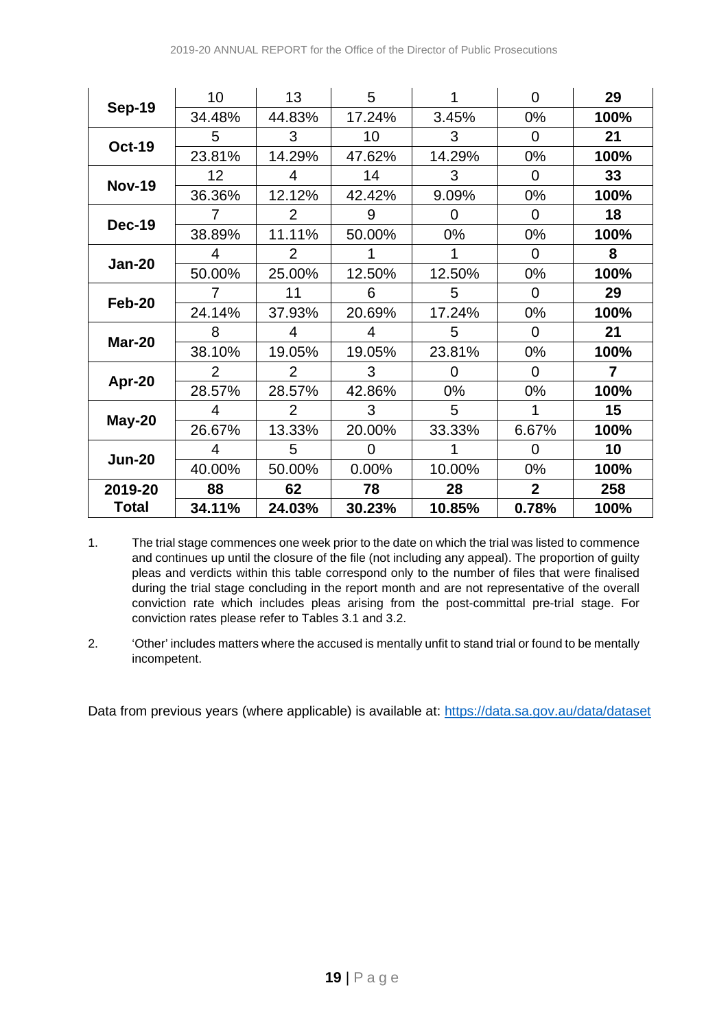| | | | | | | |
|---|---|---|---|---|---|---|
| **Sep-19** | 10 | 13 | 5 | 1 | 0 | **29** |
| | 34.48% | 44.83% | 17.24% | 3.45% | 0% | **100%** |
| **Oct-19** | 5 | 3 | 10 | 3 | 0 | **21** |
| | 23.81% | 14.29% | 47.62% | 14.29% | 0% | **100%** |
| **Nov-19** | 12 | 4 | 14 | 3 | 0 | **33** |
| | 36.36% | 12.12% | 42.42% | 9.09% | 0% | **100%** |
| **Dec-19** | 7 | 2 | 9 | 0 | 0 | **18** |
| | 38.89% | 11.11% | 50.00% | 0% | 0% | **100%** |
| **Jan-20** | 4 | 2 | 1 | 1 | 0 | **8** |
| | 50.00% | 25.00% | 12.50% | 12.50% | 0% | **100%** |
| **Feb-20** | 7 | 11 | 6 | 5 | 0 | **29** |
| | 24.14% | 37.93% | 20.69% | 17.24% | 0% | **100%** |
| **Mar-20** | 8 | 4 | 4 | 5 | 0 | **21** |
| | 38.10% | 19.05% | 19.05% | 23.81% | 0% | **100%** |
| **Apr-20** | 2 | 2 | 3 | 0 | 0 | **7** |
| | 28.57% | 28.57% | 42.86% | 0% | 0% | **100%** |
| **May-20** | 4 | 2 | 3 | 5 | 1 | **15** |
| | 26.67% | 13.33% | 20.00% | 33.33% | 6.67% | **100%** |
| **Jun-20** | 4 | 5 | 0 | 1 | 0 | **10** |
| | 40.00% | 50.00% | 0.00% | 10.00% | 0% | **100%** |
| **2019-20 Total** | **88** | **62** | **78** | **28** | **2** | **258** |
| | **34.11%** | **24.03%** | **30.23%** | **10.85%** | **0.78%** | **100%** |

1. The trial stage commences one week prior to the date on which the trial was listed to commence and continues up until the closure of the file (not including any appeal). The proportion of guilty pleas and verdicts within this table correspond only to the number of files that were finalised during the trial stage concluding in the report month and are not representative of the overall conviction rate which includes pleas arising from the post-committal pre-trial stage. For conviction rates please refer to Tables 3.1 and 3.2.

2. 'Other' includes matters where the accused is mentally unfit to stand trial or found to be mentally incompetent.

Data from previous years (where applicable) is available at: https://data.sa.gov.au/data/dataset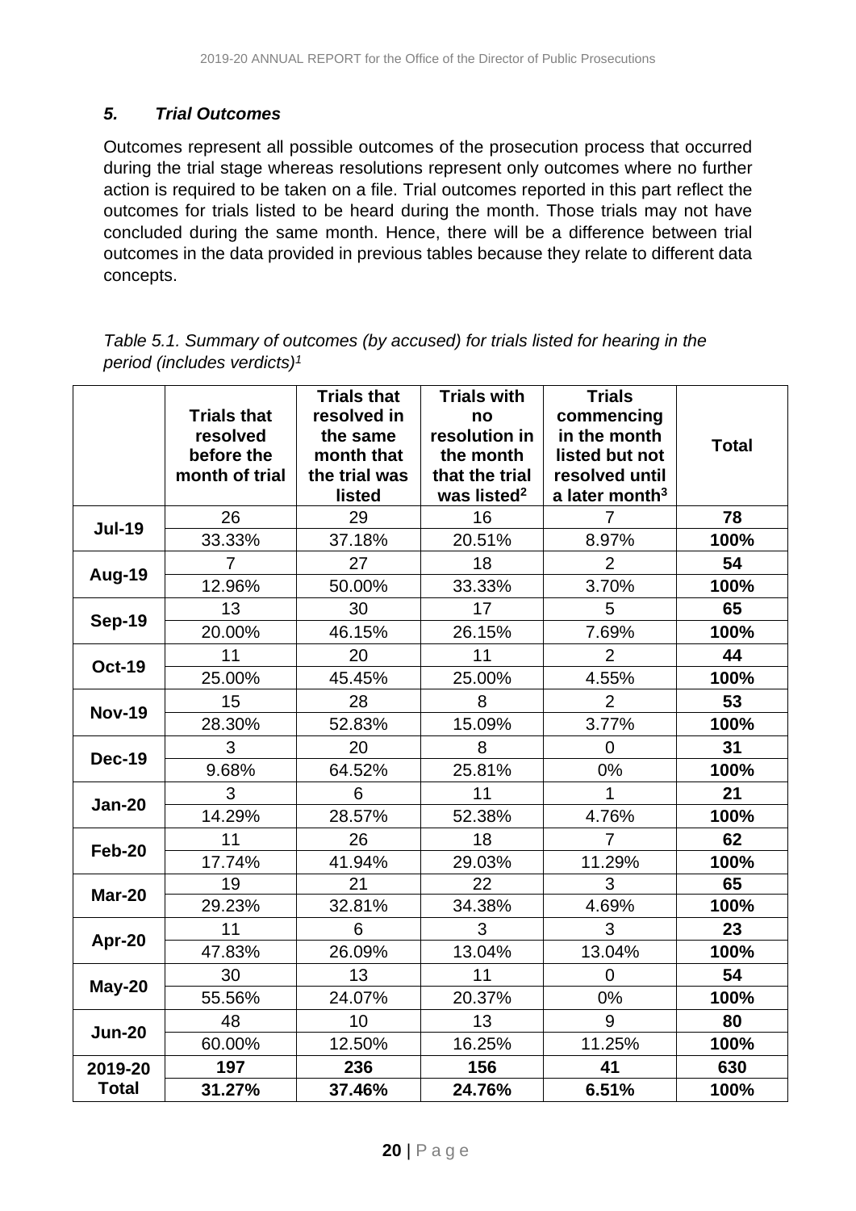### *5. Trial Outcomes*

Outcomes represent all possible outcomes of the prosecution process that occurred during the trial stage whereas resolutions represent only outcomes where no further action is required to be taken on a file. Trial outcomes reported in this part reflect the outcomes for trials listed to be heard during the month. Those trials may not have concluded during the same month. Hence, there will be a difference between trial outcomes in the data provided in previous tables because they relate to different data concepts.

*Table 5.1. Summary of outcomes (by accused) for trials listed for hearing in the period (includes verdicts)[1]*

| | Trials that resolved before the month of trial | Trials that resolved in the same month that the trial was listed | Trials with no resolution in the month that the trial was listed[2] | Trials commencing in the month listed but not resolved until a later month[3] | Total |
|---|---|---|---|---|---|
| **Jul-19** | 26 | 29 | 16 | 7 | **78** |
| | 33.33% | 37.18% | 20.51% | 8.97% | **100%** |
| **Aug-19** | 7 | 27 | 18 | 2 | **54** |
| | 12.96% | 50.00% | 33.33% | 3.70% | **100%** |
| **Sep-19** | 13 | 30 | 17 | 5 | **65** |
| | 20.00% | 46.15% | 26.15% | 7.69% | **100%** |
| **Oct-19** | 11 | 20 | 11 | 2 | **44** |
| | 25.00% | 45.45% | 25.00% | 4.55% | **100%** |
| **Nov-19** | 15 | 28 | 8 | 2 | **53** |
| | 28.30% | 52.83% | 15.09% | 3.77% | **100%** |
| **Dec-19** | 3 | 20 | 8 | 0 | **31** |
| | 9.68% | 64.52% | 25.81% | 0% | **100%** |
| **Jan-20** | 3 | 6 | 11 | 1 | **21** |
| | 14.29% | 28.57% | 52.38% | 4.76% | **100%** |
| **Feb-20** | 11 | 26 | 18 | 7 | **62** |
| | 17.74% | 41.94% | 29.03% | 11.29% | **100%** |
| **Mar-20** | 19 | 21 | 22 | 3 | **65** |
| | 29.23% | 32.81% | 34.38% | 4.69% | **100%** |
| **Apr-20** | 11 | 6 | 3 | 3 | **23** |
| | 47.83% | 26.09% | 13.04% | 13.04% | **100%** |
| **May-20** | 30 | 13 | 11 | 0 | **54** |
| | 55.56% | 24.07% | 20.37% | 0% | **100%** |
| **Jun-20** | 48 | 10 | 13 | 9 | **80** |
| | 60.00% | 12.50% | 16.25% | 11.25% | **100%** |
| **2019-20 Total** | **197** | **236** | **156** | **41** | **630** |
| | **31.27%** | **37.46%** | **24.76%** | **6.51%** | **100%** |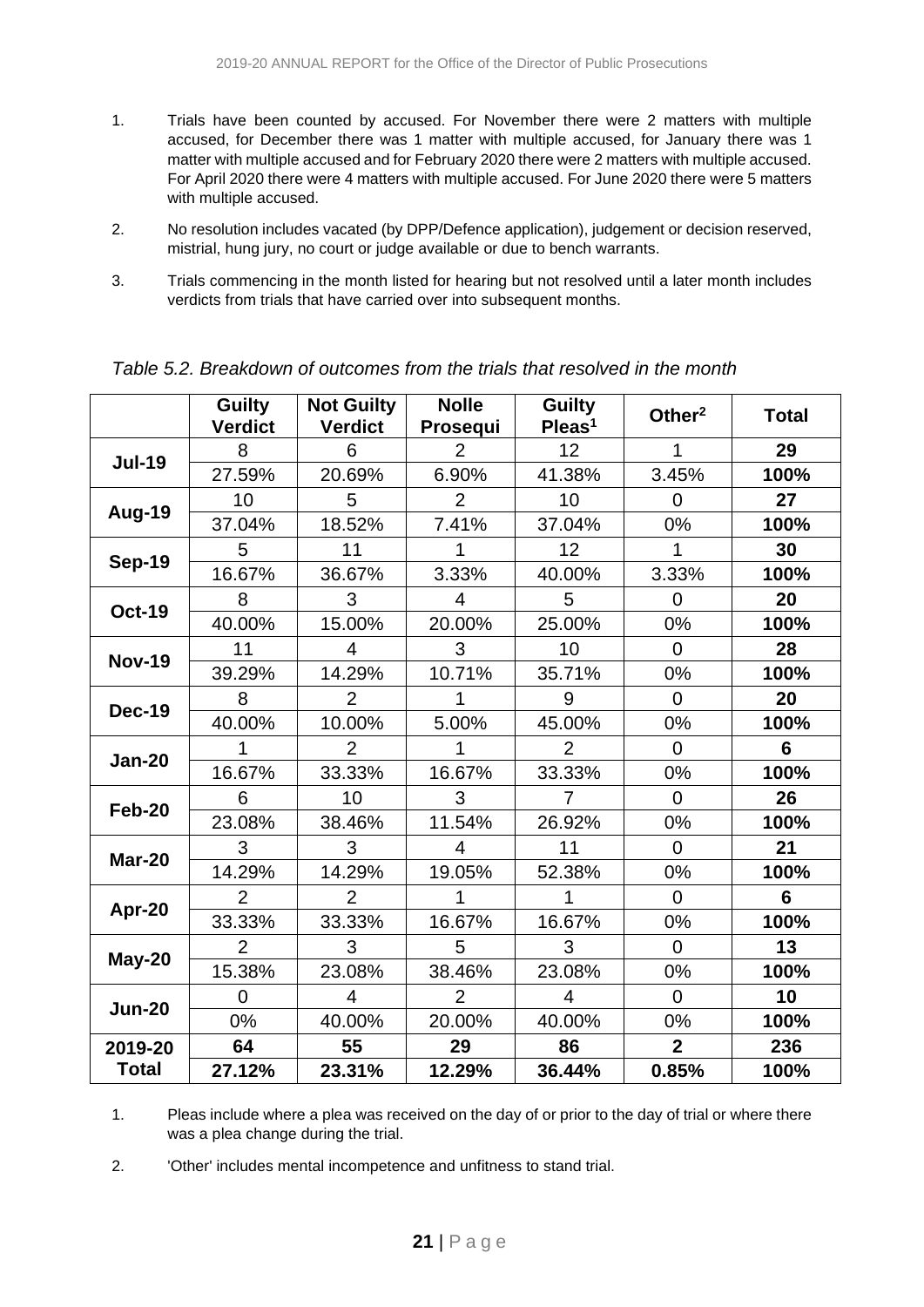1. Trials have been counted by accused. For November there were 2 matters with multiple accused, for December there was 1 matter with multiple accused, for January there was 1 matter with multiple accused and for February 2020 there were 2 matters with multiple accused. For April 2020 there were 4 matters with multiple accused. For June 2020 there were 5 matters with multiple accused.

2. No resolution includes vacated (by DPP/Defence application), judgement or decision reserved, mistrial, hung jury, no court or judge available or due to bench warrants.

3. Trials commencing in the month listed for hearing but not resolved until a later month includes verdicts from trials that have carried over into subsequent months.

*Table 5.2. Breakdown of outcomes from the trials that resolved in the month*

| | Guilty Verdict | Not Guilty Verdict | Nolle Prosequi | Guilty Pleas[1] | Other[2] | Total |
|---|---|---|---|---|---|---|
| **Jul-19** | 8 | 6 | 2 | 12 | 1 | **29** |
| | 27.59% | 20.69% | 6.90% | 41.38% | 3.45% | **100%** |
| **Aug-19** | 10 | 5 | 2 | 10 | 0 | **27** |
| | 37.04% | 18.52% | 7.41% | 37.04% | 0% | **100%** |
| **Sep-19** | 5 | 11 | 1 | 12 | 1 | **30** |
| | 16.67% | 36.67% | 3.33% | 40.00% | 3.33% | **100%** |
| **Oct-19** | 8 | 3 | 4 | 5 | 0 | **20** |
| | 40.00% | 15.00% | 20.00% | 25.00% | 0% | **100%** |
| **Nov-19** | 11 | 4 | 3 | 10 | 0 | **28** |
| | 39.29% | 14.29% | 10.71% | 35.71% | 0% | **100%** |
| **Dec-19** | 8 | 2 | 1 | 9 | 0 | **20** |
| | 40.00% | 10.00% | 5.00% | 45.00% | 0% | **100%** |
| **Jan-20** | 1 | 2 | 1 | 2 | 0 | **6** |
| | 16.67% | 33.33% | 16.67% | 33.33% | 0% | **100%** |
| **Feb-20** | 6 | 10 | 3 | 7 | 0 | **26** |
| | 23.08% | 38.46% | 11.54% | 26.92% | 0% | **100%** |
| **Mar-20** | 3 | 3 | 4 | 11 | 0 | **21** |
| | 14.29% | 14.29% | 19.05% | 52.38% | 0% | **100%** |
| **Apr-20** | 2 | 2 | 1 | 1 | 0 | **6** |
| | 33.33% | 33.33% | 16.67% | 16.67% | 0% | **100%** |
| **May-20** | 2 | 3 | 5 | 3 | 0 | **13** |
| | 15.38% | 23.08% | 38.46% | 23.08% | 0% | **100%** |
| **Jun-20** | 0 | 4 | 2 | 4 | 0 | **10** |
| | 0% | 40.00% | 20.00% | 40.00% | 0% | **100%** |
| **2019-20** | **64** | **55** | **29** | **86** | **2** | **236** |
| **Total** | **27.12%** | **23.31%** | **12.29%** | **36.44%** | **0.85%** | **100%** |

1. Pleas include where a plea was received on the day of or prior to the day of trial or where there was a plea change during the trial.

2. 'Other' includes mental incompetence and unfitness to stand trial.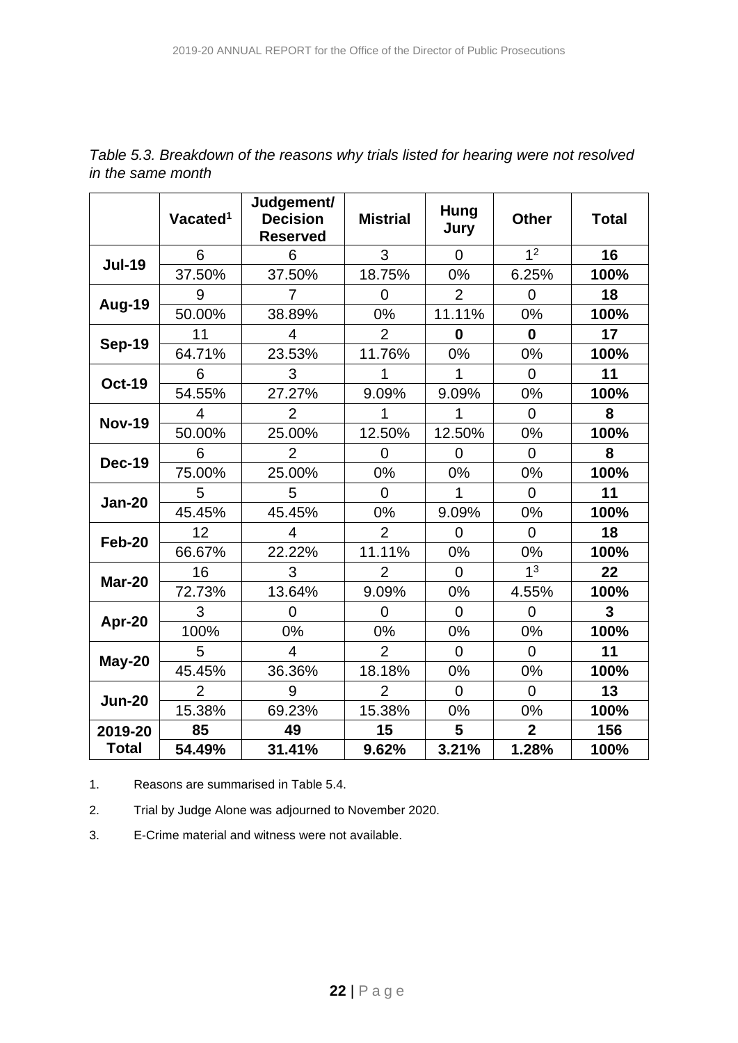*Table 5.3. Breakdown of the reasons why trials listed for hearing were not resolved in the same month*

| | Vacated[1] | Judgement/ Decision Reserved | Mistrial | Hung Jury | Other | Total |
|---|---|---|---|---|---|---|
| **Jul-19** | 6 | 6 | 3 | 0 | 1[2] | **16** |
| | 37.50% | 37.50% | 18.75% | 0% | 6.25% | **100%** |
| **Aug-19** | 9 | 7 | 0 | 2 | 0 | **18** |
| | 50.00% | 38.89% | 0% | 11.11% | 0% | **100%** |
| **Sep-19** | 11 | 4 | 2 | **0** | **0** | **17** |
| | 64.71% | 23.53% | 11.76% | 0% | 0% | **100%** |
| **Oct-19** | 6 | 3 | 1 | 1 | 0 | **11** |
| | 54.55% | 27.27% | 9.09% | 9.09% | 0% | **100%** |
| **Nov-19** | 4 | 2 | 1 | 1 | 0 | **8** |
| | 50.00% | 25.00% | 12.50% | 12.50% | 0% | **100%** |
| **Dec-19** | 6 | 2 | 0 | 0 | 0 | **8** |
| | 75.00% | 25.00% | 0% | 0% | 0% | **100%** |
| **Jan-20** | 5 | 5 | 0 | 1 | 0 | **11** |
| | 45.45% | 45.45% | 0% | 9.09% | 0% | **100%** |
| **Feb-20** | 12 | 4 | 2 | 0 | 0 | **18** |
| | 66.67% | 22.22% | 11.11% | 0% | 0% | **100%** |
| **Mar-20** | 16 | 3 | 2 | 0 | 1[3] | **22** |
| | 72.73% | 13.64% | 9.09% | 0% | 4.55% | **100%** |
| **Apr-20** | 3 | 0 | 0 | 0 | 0 | **3** |
| | 100% | 0% | 0% | 0% | 0% | **100%** |
| **May-20** | 5 | 4 | 2 | 0 | 0 | **11** |
| | 45.45% | 36.36% | 18.18% | 0% | 0% | **100%** |
| **Jun-20** | 2 | 9 | 2 | 0 | 0 | **13** |
| | 15.38% | 69.23% | 15.38% | 0% | 0% | **100%** |
| **2019-20 Total** | **85** | **49** | **15** | **5** | **2** | **156** |
| | **54.49%** | **31.41%** | **9.62%** | **3.21%** | **1.28%** | **100%** |

1. Reasons are summarised in Table 5.4.

2. Trial by Judge Alone was adjourned to November 2020.

3. E-Crime material and witness were not available.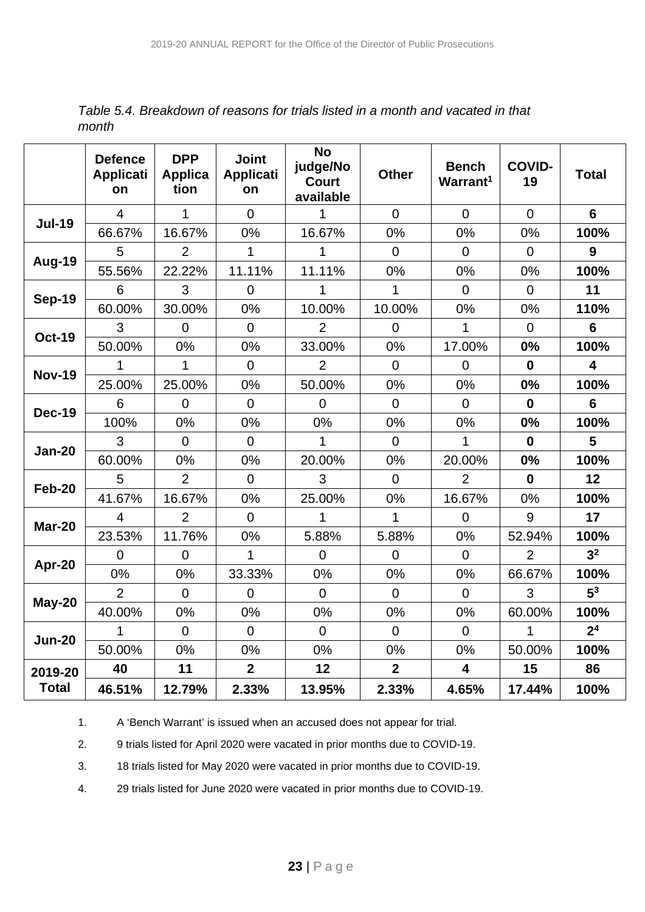*Table 5.4. Breakdown of reasons for trials listed in a month and vacated in that month*

| | Defence Application | DPP Application | Joint Application | No judge/No Court available | Other | Bench Warrant[1] | COVID-19 | Total |
|---|---|---|---|---|---|---|---|---|
| **Jul-19** | 4 | 1 | 0 | 1 | 0 | 0 | 0 | **6** |
| | 66.67% | 16.67% | 0% | 16.67% | 0% | 0% | 0% | **100%** |
| **Aug-19** | 5 | 2 | 1 | 1 | 0 | 0 | 0 | **9** |
| | 55.56% | 22.22% | 11.11% | 11.11% | 0% | 0% | 0% | **100%** |
| **Sep-19** | 6 | 3 | 0 | 1 | 1 | 0 | 0 | **11** |
| | 60.00% | 30.00% | 0% | 10.00% | 10.00% | 0% | 0% | **110%** |
| **Oct-19** | 3 | 0 | 0 | 2 | 0 | 1 | 0 | **6** |
| | 50.00% | 0% | 0% | 33.00% | 0% | 17.00% | **0%** | **100%** |
| **Nov-19** | 1 | 1 | 0 | 2 | 0 | 0 | **0** | **4** |
| | 25.00% | 25.00% | 0% | 50.00% | 0% | 0% | **0%** | **100%** |
| **Dec-19** | 6 | 0 | 0 | 0 | 0 | 0 | **0** | **6** |
| | 100% | 0% | 0% | 0% | 0% | 0% | **0%** | **100%** |
| **Jan-20** | 3 | 0 | 0 | 1 | 0 | 1 | **0** | **5** |
| | 60.00% | 0% | 0% | 20.00% | 0% | 20.00% | **0%** | **100%** |
| **Feb-20** | 5 | 2 | 0 | 3 | 0 | 2 | **0** | **12** |
| | 41.67% | 16.67% | 0% | 25.00% | 0% | 16.67% | 0% | **100%** |
| **Mar-20** | 4 | 2 | 0 | 1 | 1 | 0 | 9 | **17** |
| | 23.53% | 11.76% | 0% | 5.88% | 5.88% | 0% | 52.94% | **100%** |
| **Apr-20** | 0 | 0 | 1 | 0 | 0 | 0 | 2 | **3[2]** |
| | 0% | 0% | 33.33% | 0% | 0% | 0% | 66.67% | **100%** |
| **May-20** | 2 | 0 | 0 | 0 | 0 | 0 | 3 | **5[3]** |
| | 40.00% | 0% | 0% | 0% | 0% | 0% | 60.00% | **100%** |
| **Jun-20** | 1 | 0 | 0 | 0 | 0 | 0 | 1 | **2[4]** |
| | 50.00% | 0% | 0% | 0% | 0% | 0% | 50.00% | **100%** |
| **2019-20 Total** | **40** | **11** | **2** | **12** | **2** | **4** | **15** | **86** |
| | **46.51%** | **12.79%** | **2.33%** | **13.95%** | **2.33%** | **4.65%** | **17.44%** | **100%** |

1. A 'Bench Warrant' is issued when an accused does not appear for trial.
2. 9 trials listed for April 2020 were vacated in prior months due to COVID-19.
3. 18 trials listed for May 2020 were vacated in prior months due to COVID-19.
4. 29 trials listed for June 2020 were vacated in prior months due to COVID-19.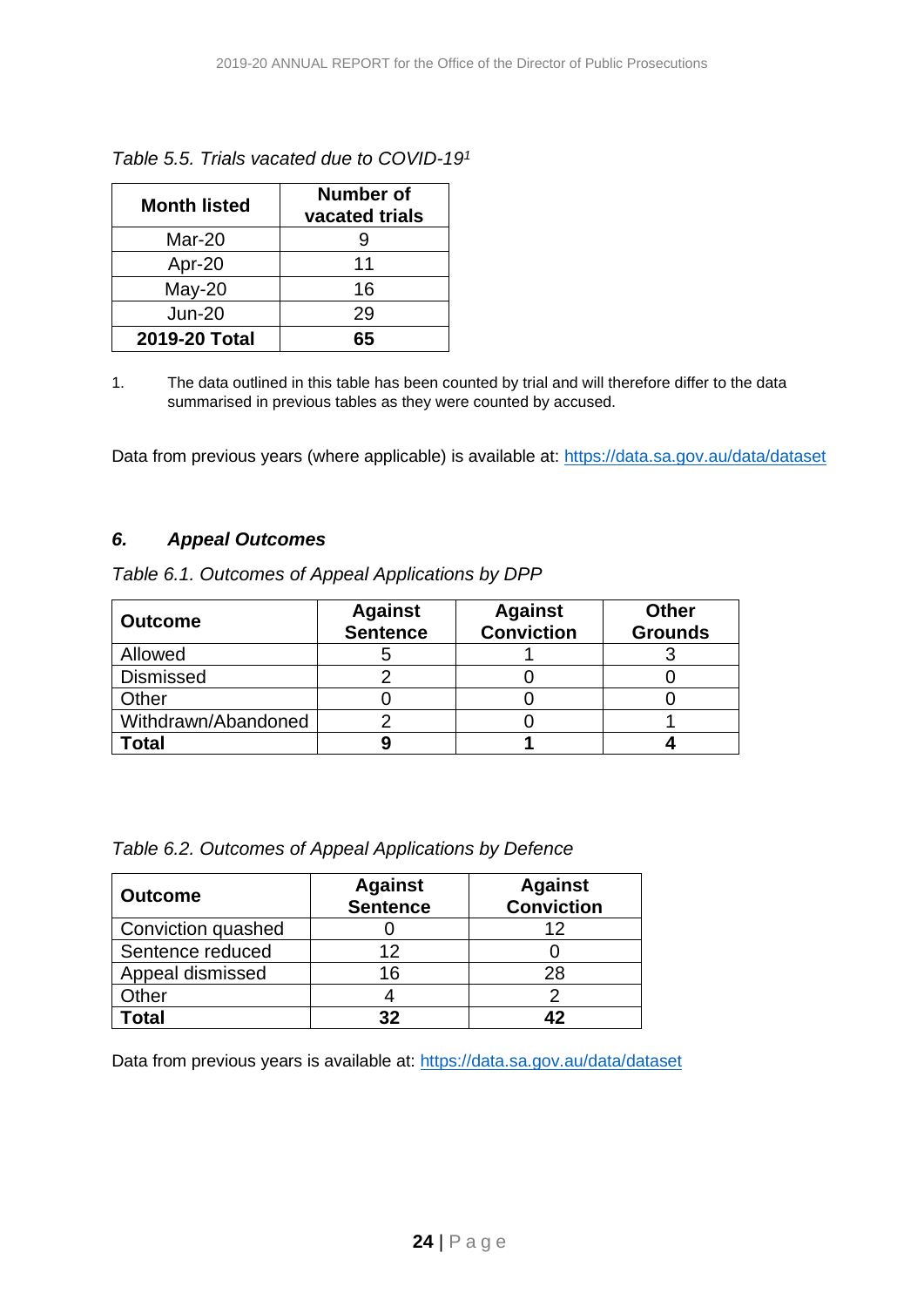*Table 5.5. Trials vacated due to COVID-19[1]*

| Month listed | Number of vacated trials |
|---|---|
| Mar-20 | 9 |
| Apr-20 | 11 |
| May-20 | 16 |
| Jun-20 | 29 |
| **2019-20 Total** | **65** |

1. The data outlined in this table has been counted by trial and will therefore differ to the data summarised in previous tables as they were counted by accused.

Data from previous years (where applicable) is available at: https://data.sa.gov.au/data/dataset

### *6. Appeal Outcomes*

*Table 6.1. Outcomes of Appeal Applications by DPP*

| Outcome | Against Sentence | Against Conviction | Other Grounds |
|---|---|---|---|
| Allowed | 5 | 1 | 3 |
| Dismissed | 2 | 0 | 0 |
| Other | 0 | 0 | 0 |
| Withdrawn/Abandoned | 2 | 0 | 1 |
| **Total** | **9** | **1** | **4** |

*Table 6.2. Outcomes of Appeal Applications by Defence*

| Outcome | Against Sentence | Against Conviction |
|---|---|---|
| Conviction quashed | 0 | 12 |
| Sentence reduced | 12 | 0 |
| Appeal dismissed | 16 | 28 |
| Other | 4 | 2 |
| **Total** | **32** | **42** |

Data from previous years is available at: https://data.sa.gov.au/data/dataset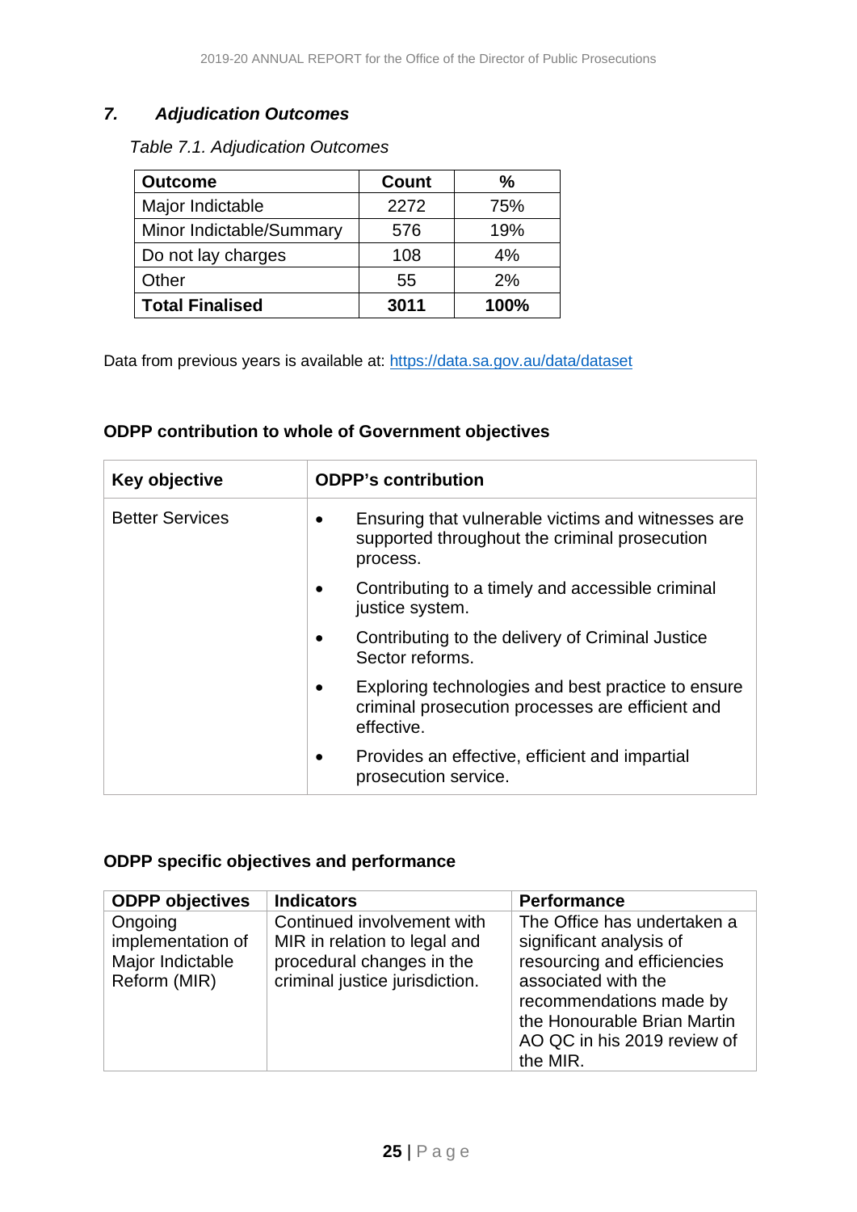## *7. Adjudication Outcomes*

*Table 7.1. Adjudication Outcomes*

| Outcome | Count | % |
|---|---|---|
| Major Indictable | 2272 | 75% |
| Minor Indictable/Summary | 576 | 19% |
| Do not lay charges | 108 | 4% |
| Other | 55 | 2% |
| **Total Finalised** | **3011** | **100%** |

Data from previous years is available at: https://data.sa.gov.au/data/dataset

**ODPP contribution to whole of Government objectives**

| Key objective | ODPP's contribution |
|---|---|
| Better Services | • Ensuring that vulnerable victims and witnesses are supported throughout the criminal prosecution process.<br>• Contributing to a timely and accessible criminal justice system.<br>• Contributing to the delivery of Criminal Justice Sector reforms.<br>• Exploring technologies and best practice to ensure criminal prosecution processes are efficient and effective.<br>• Provides an effective, efficient and impartial prosecution service. |

**ODPP specific objectives and performance**

| ODPP objectives | Indicators | Performance |
|---|---|---|
| Ongoing implementation of Major Indictable Reform (MIR) | Continued involvement with MIR in relation to legal and procedural changes in the criminal justice jurisdiction. | The Office has undertaken a significant analysis of resourcing and efficiencies associated with the recommendations made by the Honourable Brian Martin AO QC in his 2019 review of the MIR. |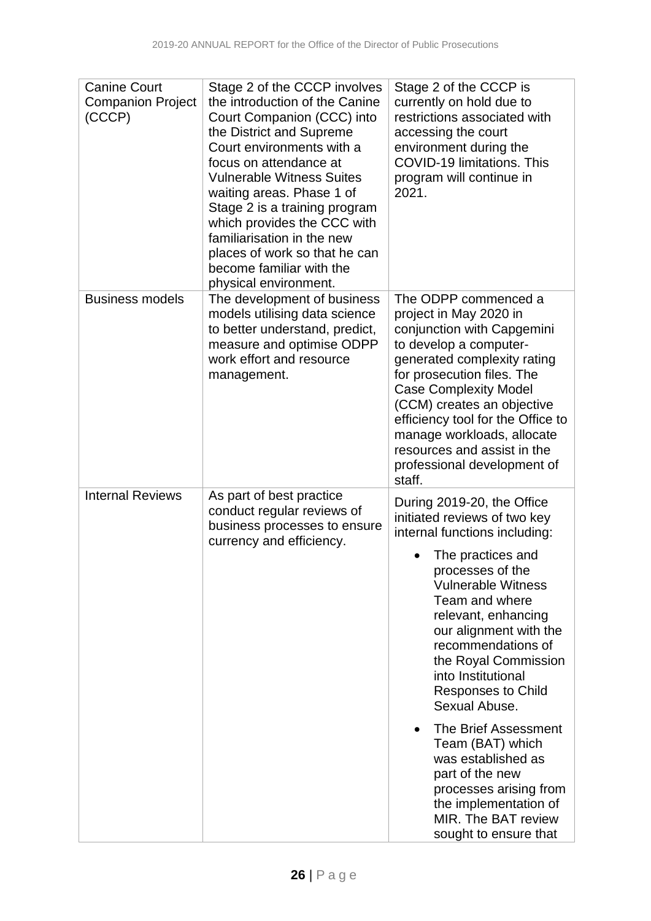| | | |
|---|---|---|
| Canine Court Companion Project (CCCP) | Stage 2 of the CCCP involves the introduction of the Canine Court Companion (CCC) into the District and Supreme Court environments with a focus on attendance at Vulnerable Witness Suites waiting areas. Phase 1 of Stage 2 is a training program which provides the CCC with familiarisation in the new places of work so that he can become familiar with the physical environment. | Stage 2 of the CCCP is currently on hold due to restrictions associated with accessing the court environment during the COVID-19 limitations. This program will continue in 2021. |
| Business models | The development of business models utilising data science to better understand, predict, measure and optimise ODPP work effort and resource management. | The ODPP commenced a project in May 2020 in conjunction with Capgemini to develop a computer-generated complexity rating for prosecution files. The Case Complexity Model (CCM) creates an objective efficiency tool for the Office to manage workloads, allocate resources and assist in the professional development of staff. |
| Internal Reviews | As part of best practice conduct regular reviews of business processes to ensure currency and efficiency. | During 2019-20, the Office initiated reviews of two key internal functions including:<br><br>• The practices and processes of the Vulnerable Witness Team and where relevant, enhancing our alignment with the recommendations of the Royal Commission into Institutional Responses to Child Sexual Abuse.<br><br>• The Brief Assessment Team (BAT) which was established as part of the new processes arising from the implementation of MIR. The BAT review sought to ensure that |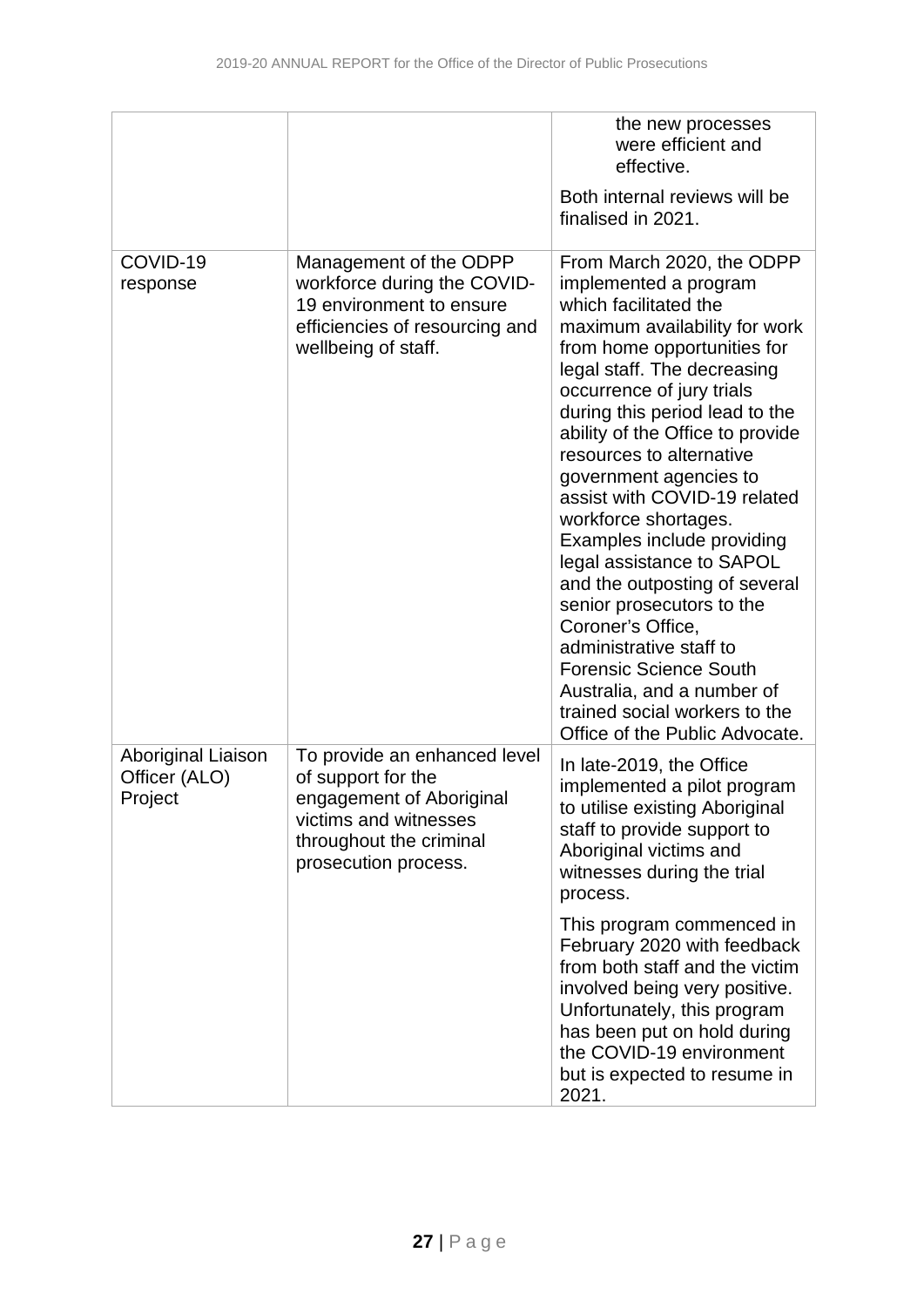| | | |
|---|---|---|
| | | the new processes were efficient and effective.<br><br>Both internal reviews will be finalised in 2021. |
| COVID-19 response | Management of the ODPP workforce during the COVID-19 environment to ensure efficiencies of resourcing and wellbeing of staff. | From March 2020, the ODPP implemented a program which facilitated the maximum availability for work from home opportunities for legal staff. The decreasing occurrence of jury trials during this period lead to the ability of the Office to provide resources to alternative government agencies to assist with COVID-19 related workforce shortages. Examples include providing legal assistance to SAPOL and the outposting of several senior prosecutors to the Coroner's Office, administrative staff to Forensic Science South Australia, and a number of trained social workers to the Office of the Public Advocate. |
| Aboriginal Liaison Officer (ALO) Project | To provide an enhanced level of support for the engagement of Aboriginal victims and witnesses throughout the criminal prosecution process. | In late-2019, the Office implemented a pilot program to utilise existing Aboriginal staff to provide support to Aboriginal victims and witnesses during the trial process.<br><br>This program commenced in February 2020 with feedback from both staff and the victim involved being very positive. Unfortunately, this program has been put on hold during the COVID-19 environment but is expected to resume in 2021. |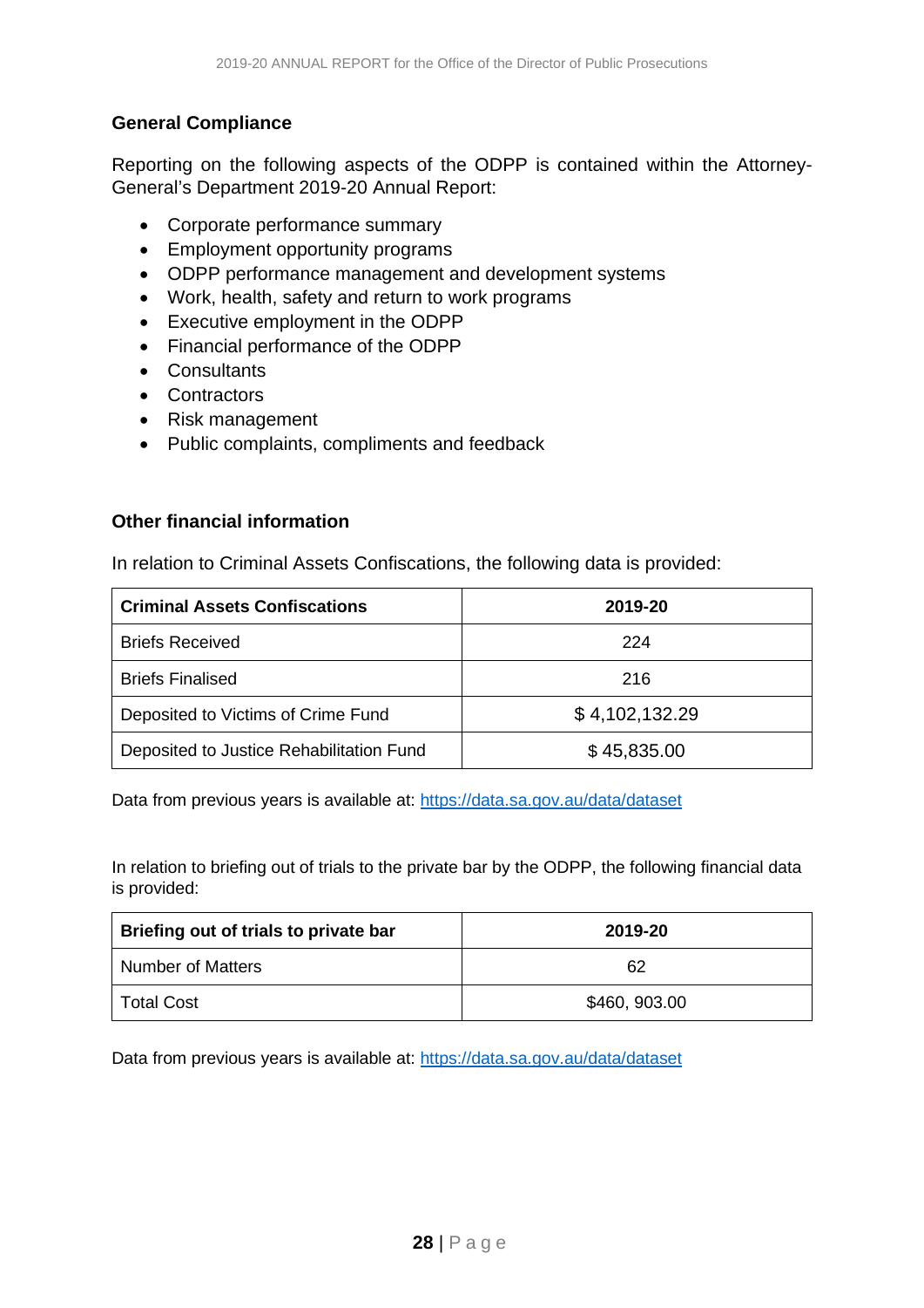## General Compliance

Reporting on the following aspects of the ODPP is contained within the Attorney-General's Department 2019-20 Annual Report:

- Corporate performance summary
- Employment opportunity programs
- ODPP performance management and development systems
- Work, health, safety and return to work programs
- Executive employment in the ODPP
- Financial performance of the ODPP
- Consultants
- Contractors
- Risk management
- Public complaints, compliments and feedback

## Other financial information

In relation to Criminal Assets Confiscations, the following data is provided:

| Criminal Assets Confiscations | 2019-20 |
|---|---|
| Briefs Received | 224 |
| Briefs Finalised | 216 |
| Deposited to Victims of Crime Fund | $ 4,102,132.29 |
| Deposited to Justice Rehabilitation Fund | $ 45,835.00 |

Data from previous years is available at: https://data.sa.gov.au/data/dataset

In relation to briefing out of trials to the private bar by the ODPP, the following financial data is provided:

| Briefing out of trials to private bar | 2019-20 |
|---|---|
| Number of Matters | 62 |
| Total Cost | $460, 903.00 |

Data from previous years is available at: https://data.sa.gov.au/data/dataset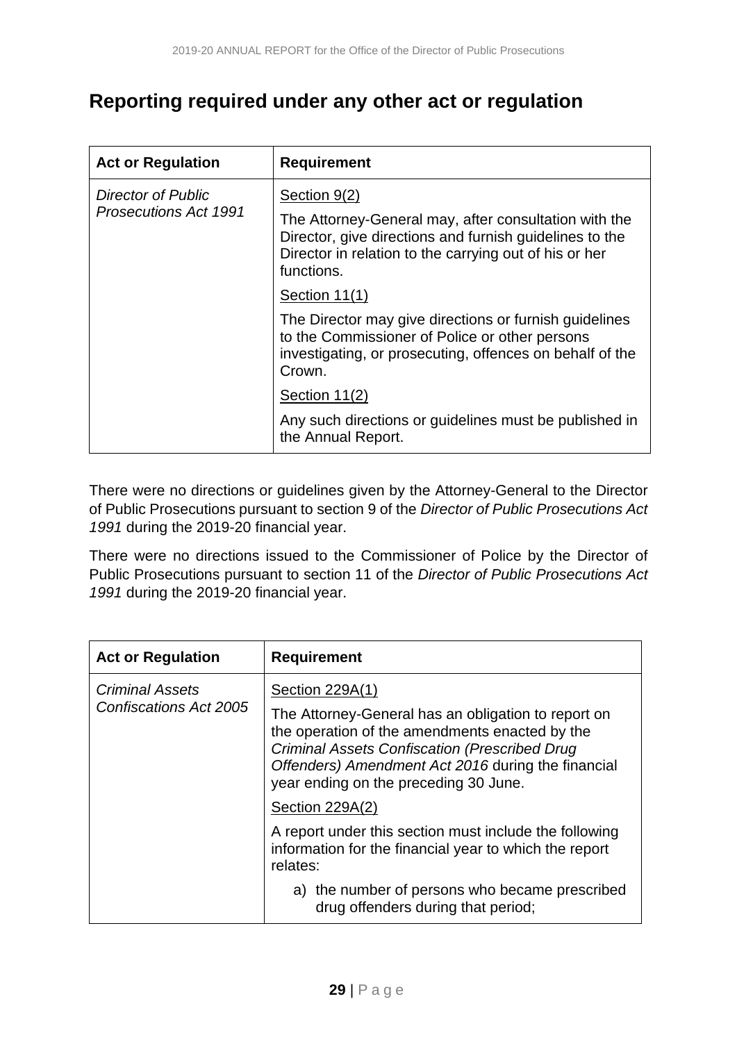## Reporting required under any other act or regulation

| Act or Regulation | Requirement |
|---|---|
| *Director of Public Prosecutions Act 1991* | Section 9(2)<br><br>The Attorney-General may, after consultation with the Director, give directions and furnish guidelines to the Director in relation to the carrying out of his or her functions.<br><br>Section 11(1)<br><br>The Director may give directions or furnish guidelines to the Commissioner of Police or other persons investigating, or prosecuting, offences on behalf of the Crown.<br><br>Section 11(2)<br><br>Any such directions or guidelines must be published in the Annual Report. |

There were no directions or guidelines given by the Attorney-General to the Director of Public Prosecutions pursuant to section 9 of the *Director of Public Prosecutions Act 1991* during the 2019-20 financial year.

There were no directions issued to the Commissioner of Police by the Director of Public Prosecutions pursuant to section 11 of the *Director of Public Prosecutions Act 1991* during the 2019-20 financial year.

| Act or Regulation | Requirement |
|---|---|
| *Criminal Assets Confiscations Act 2005* | Section 229A(1)<br><br>The Attorney-General has an obligation to report on the operation of the amendments enacted by the *Criminal Assets Confiscation (Prescribed Drug Offenders) Amendment Act 2016* during the financial year ending on the preceding 30 June.<br><br>Section 229A(2)<br><br>A report under this section must include the following information for the financial year to which the report relates:<br><br>a) the number of persons who became prescribed drug offenders during that period; |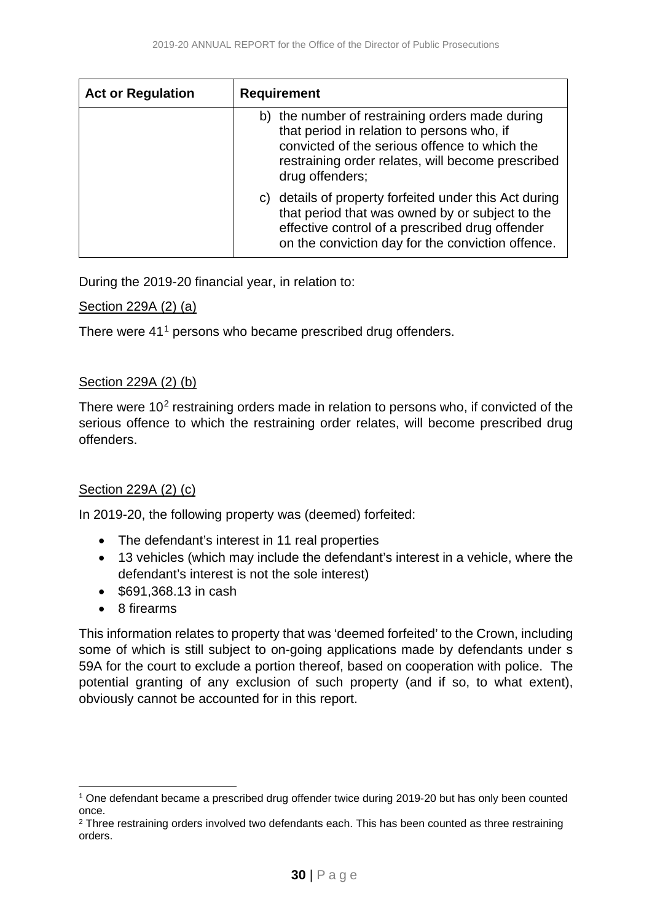| Act or Regulation | Requirement |
| --- | --- |
| | b) the number of restraining orders made during that period in relation to persons who, if convicted of the serious offence to which the restraining order relates, will become prescribed drug offenders;<br>c) details of property forfeited under this Act during that period that was owned by or subject to the effective control of a prescribed drug offender on the conviction day for the conviction offence. |

During the 2019-20 financial year, in relation to:

Section 229A (2) (a)

There were 41[1] persons who became prescribed drug offenders.

Section 229A (2) (b)

There were 10[2] restraining orders made in relation to persons who, if convicted of the serious offence to which the restraining order relates, will become prescribed drug offenders.

Section 229A (2) (c)

In 2019-20, the following property was (deemed) forfeited:

- The defendant's interest in 11 real properties
- 13 vehicles (which may include the defendant's interest in a vehicle, where the defendant's interest is not the sole interest)
- $691,368.13 in cash
- 8 firearms

This information relates to property that was 'deemed forfeited' to the Crown, including some of which is still subject to on-going applications made by defendants under s 59A for the court to exclude a portion thereof, based on cooperation with police. The potential granting of any exclusion of such property (and if so, to what extent), obviously cannot be accounted for in this report.

[1] One defendant became a prescribed drug offender twice during 2019-20 but has only been counted once.

[2] Three restraining orders involved two defendants each. This has been counted as three restraining orders.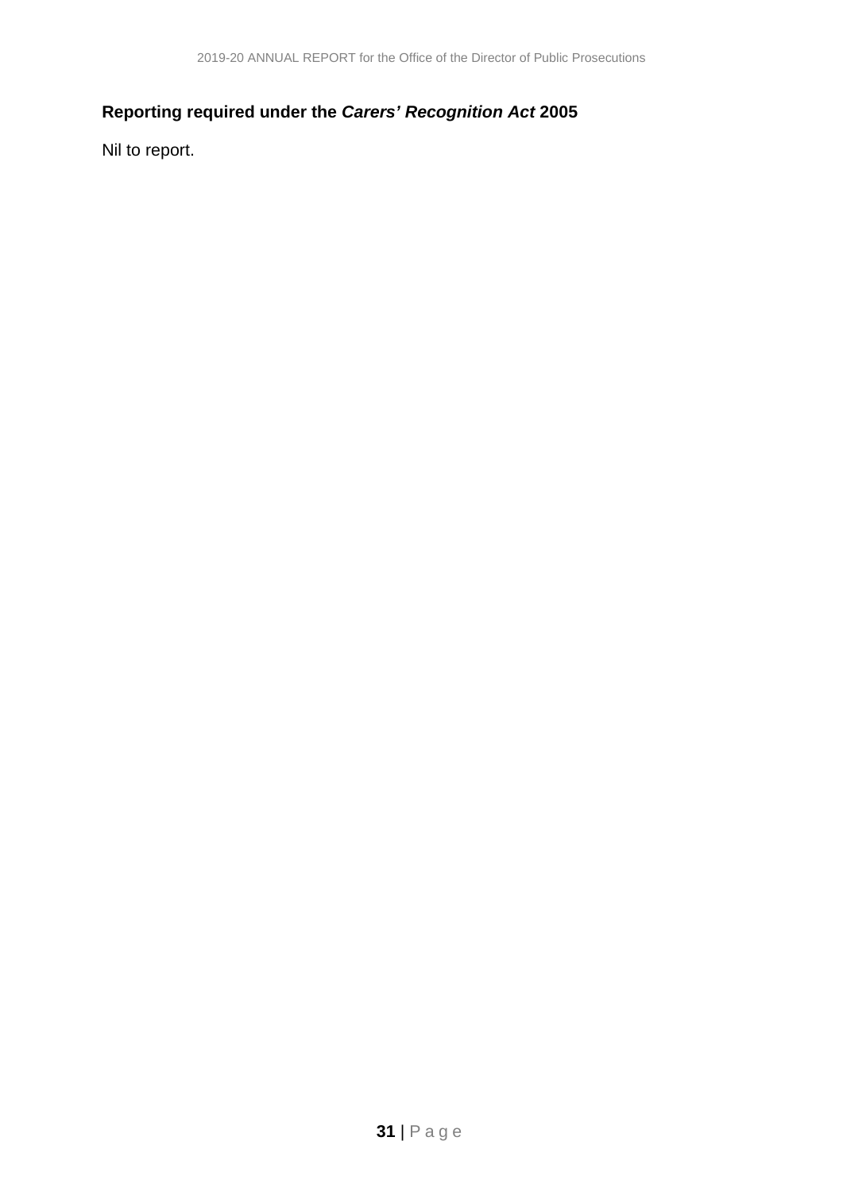## Reporting required under the *Carers' Recognition Act* 2005

Nil to report.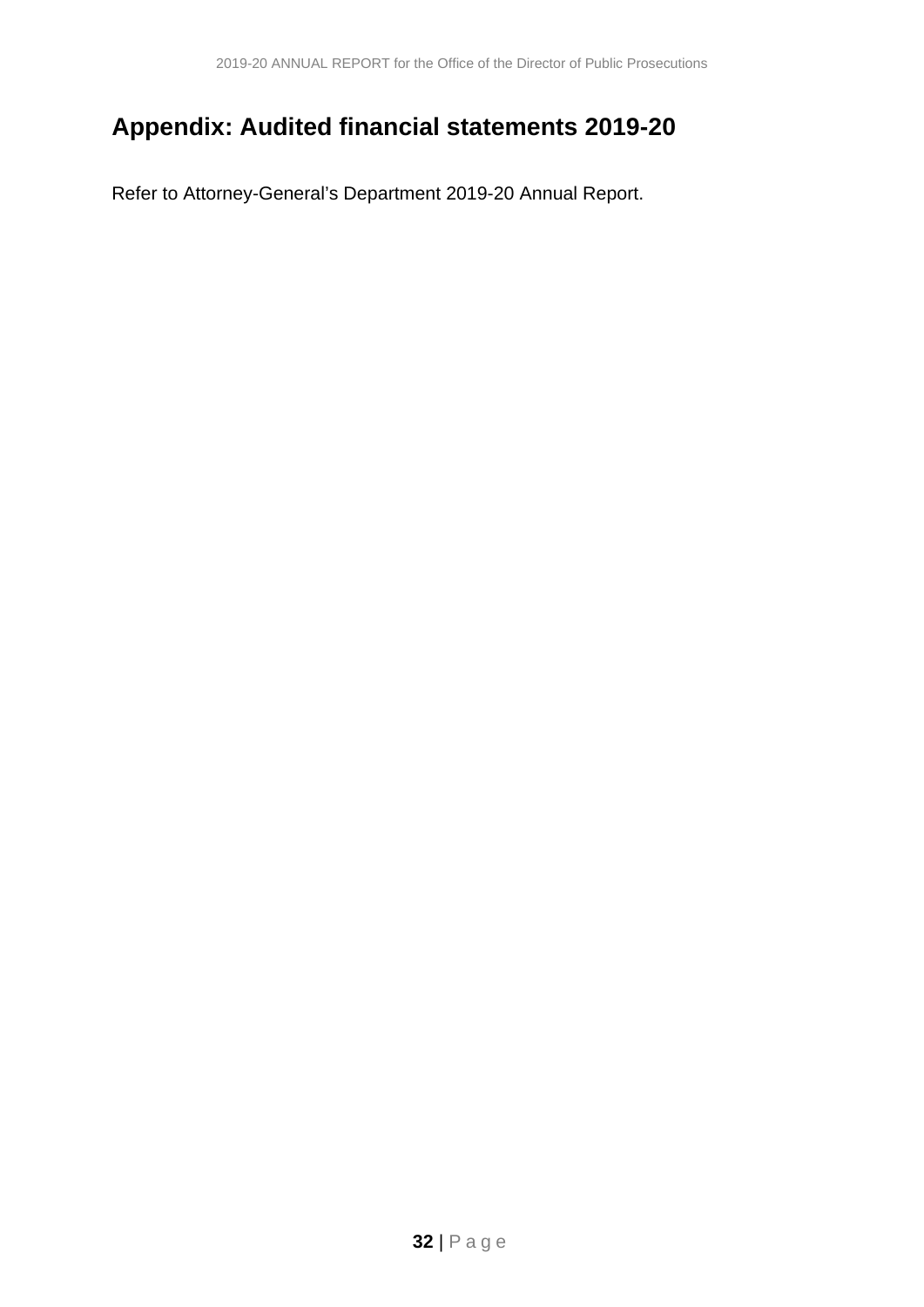# Appendix: Audited financial statements 2019-20

Refer to Attorney-General's Department 2019-20 Annual Report.